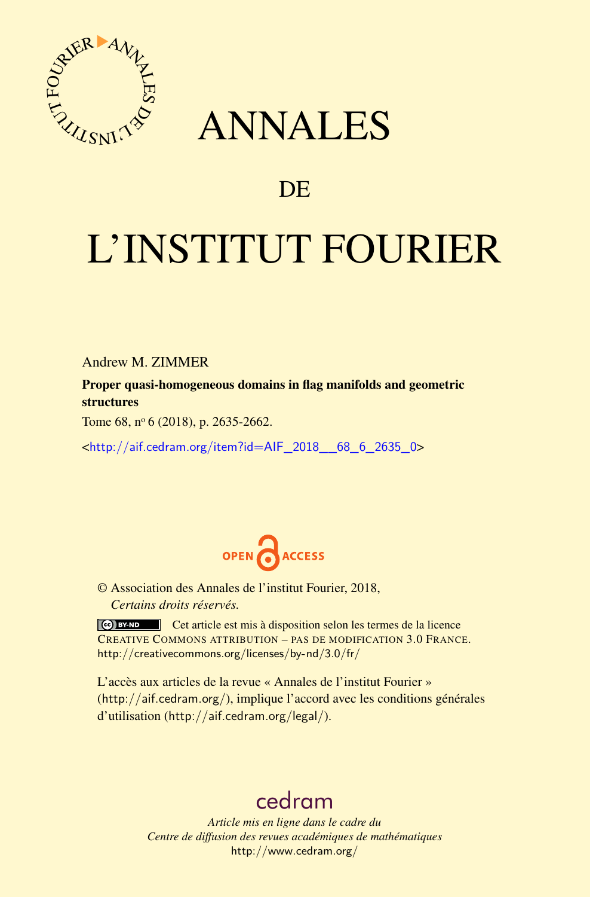# ANNALES

## DE

# L'INSTITUT FOURIER

Andrew M. ZIMMER

**Proper quasi-homogeneous domains in flag manifolds and geometric structures**

Tome 68, n° 6 (2018), p. 2635-2662.

<http://aif.cedram.org/item?id=AIF_2018__68_6_2635_0>

OPEN ACCESS

© Association des Annales de l'institut Fourier, 2018,
*Certains droits réservés.*

Cet article est mis à disposition selon les termes de la licence CREATIVE COMMONS ATTRIBUTION – PAS DE MODIFICATION 3.0 FRANCE.
http://creativecommons.org/licenses/by-nd/3.0/fr/

L'accès aux articles de la revue « Annales de l'institut Fourier » (http://aif.cedram.org/), implique l'accord avec les conditions générales d'utilisation (http://aif.cedram.org/legal/).

cedram

*Article mis en ligne dans le cadre du*
*Centre de diffusion des revues académiques de mathématiques*
http://www.cedram.org/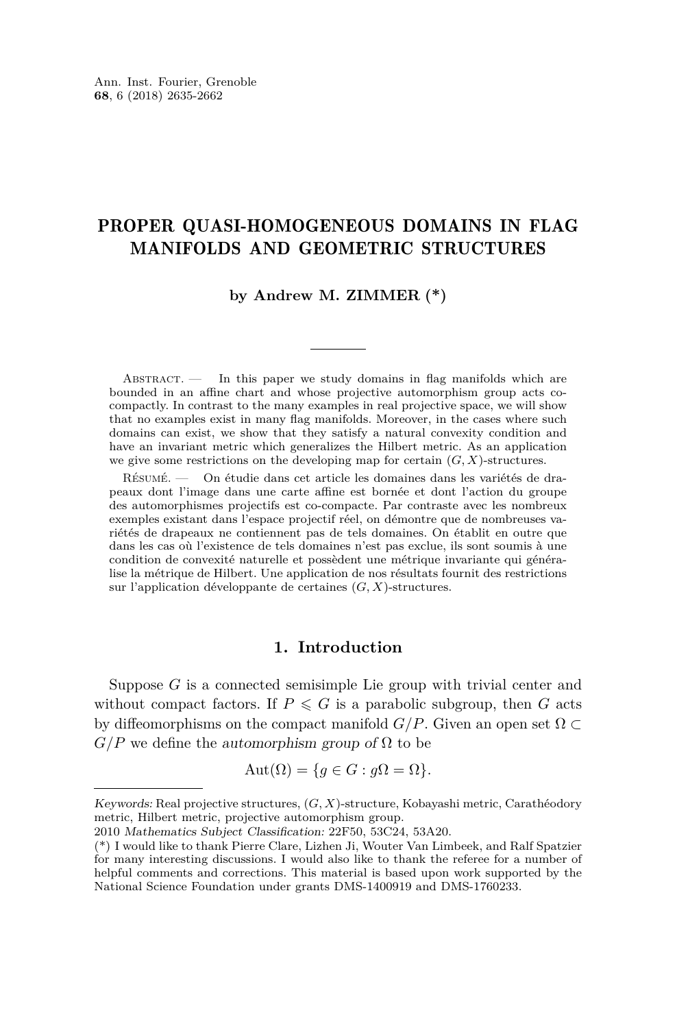# PROPER QUASI-HOMOGENEOUS DOMAINS IN FLAG MANIFOLDS AND GEOMETRIC STRUCTURES

**by Andrew M. ZIMMER (\*)**

Abstract. — In this paper we study domains in flag manifolds which are bounded in an affine chart and whose projective automorphism group acts co-compactly. In contrast to the many examples in real projective space, we will show that no examples exist in many flag manifolds. Moreover, in the cases where such domains can exist, we show that they satisfy a natural convexity condition and have an invariant metric which generalizes the Hilbert metric. As an application we give some restrictions on the developing map for certain $(G, X)$-structures.

Résumé. — On étudie dans cet article les domaines dans les variétés de drapeaux dont l'image dans une carte affine est bornée et dont l'action du groupe des automorphismes projectifs est co-compacte. Par contraste avec les nombreux exemples existant dans l'espace projectif réel, on démontre que de nombreuses variétés de drapeaux ne contiennent pas de tels domaines. On établit en outre que dans les cas où l'existence de tels domaines n'est pas exclue, ils sont soumis à une condition de convexité naturelle et possèdent une métrique invariante qui généralise la métrique de Hilbert. Une application de nos résultats fournit des restrictions sur l'application développante de certaines $(G, X)$-structures.

## 1. Introduction

Suppose $G$ is a connected semisimple Lie group with trivial center and without compact factors. If $P \leqslant G$ is a parabolic subgroup, then $G$ acts by diffeomorphisms on the compact manifold $G/P$. Given an open set $\Omega \subset G/P$ we define the *automorphism group of* $\Omega$ to be

$$\mathrm{Aut}(\Omega) = \{g \in G : g\Omega = \Omega\}.$$

*Keywords:* Real projective structures, $(G, X)$-structure, Kobayashi metric, Carathéodory metric, Hilbert metric, projective automorphism group.

2010 *Mathematics Subject Classification:* 22F50, 53C24, 53A20.

(\*) I would like to thank Pierre Clare, Lizhen Ji, Wouter Van Limbeek, and Ralf Spatzier for many interesting discussions. I would also like to thank the referee for a number of helpful comments and corrections. This material is based upon work supported by the National Science Foundation under grants DMS-1400919 and DMS-1760233.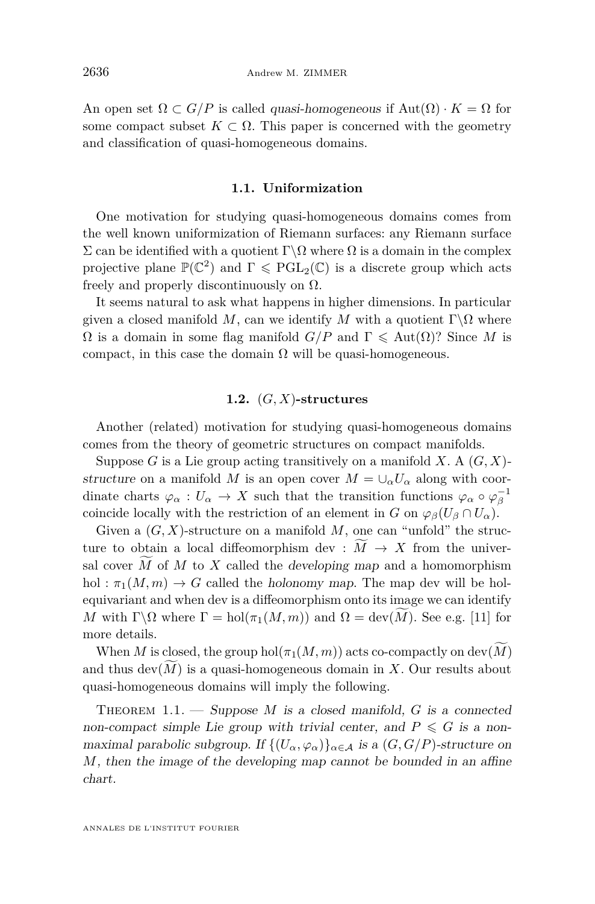An open set $\Omega \subset G/P$ is called *quasi-homogeneous* if $\mathrm{Aut}(\Omega) \cdot K = \Omega$ for some compact subset $K \subset \Omega$. This paper is concerned with the geometry and classification of quasi-homogeneous domains.

### 1.1. Uniformization

One motivation for studying quasi-homogeneous domains comes from the well known uniformization of Riemann surfaces: any Riemann surface $\Sigma$ can be identified with a quotient $\Gamma \backslash \Omega$ where $\Omega$ is a domain in the complex projective plane $\mathbb{P}(\mathbb{C}^2)$ and $\Gamma \leqslant \mathrm{PGL}_2(\mathbb{C})$ is a discrete group which acts freely and properly discontinuously on $\Omega$.

It seems natural to ask what happens in higher dimensions. In particular given a closed manifold $M$, can we identify $M$ with a quotient $\Gamma \backslash \Omega$ where $\Omega$ is a domain in some flag manifold $G/P$ and $\Gamma \leqslant \mathrm{Aut}(\Omega)$? Since $M$ is compact, in this case the domain $\Omega$ will be quasi-homogeneous.

### 1.2. $(G, X)$-structures

Another (related) motivation for studying quasi-homogeneous domains comes from the theory of geometric structures on compact manifolds.

Suppose $G$ is a Lie group acting transitively on a manifold $X$. A *$(G, X)$-structure* on a manifold $M$ is an open cover $M = \cup_\alpha U_\alpha$ along with coordinate charts $\varphi_\alpha : U_\alpha \to X$ such that the transition functions $\varphi_\alpha \circ \varphi_\beta^{-1}$ coincide locally with the restriction of an element in $G$ on $\varphi_\beta(U_\beta \cap U_\alpha)$.

Given a $(G, X)$-structure on a manifold $M$, one can "unfold" the structure to obtain a local diffeomorphism $\mathrm{dev} : \widetilde{M} \to X$ from the universal cover $\widetilde{M}$ of $M$ to $X$ called the *developing map* and a homomorphism $\mathrm{hol} : \pi_1(M, m) \to G$ called the *holonomy map*. The map dev will be hol-equivariant and when dev is a diffeomorphism onto its image we can identify $M$ with $\Gamma \backslash \Omega$ where $\Gamma = \mathrm{hol}(\pi_1(M, m))$ and $\Omega = \mathrm{dev}(\widetilde{M})$. See e.g. [11] for more details.

When $M$ is closed, the group $\mathrm{hol}(\pi_1(M, m))$ acts co-compactly on $\mathrm{dev}(\widetilde{M})$ and thus $\mathrm{dev}(\widetilde{M})$ is a quasi-homogeneous domain in $X$. Our results about quasi-homogeneous domains will imply the following.

Theorem 1.1. — *Suppose $M$ is a closed manifold, $G$ is a connected non-compact simple Lie group with trivial center, and $P \leqslant G$ is a non-maximal parabolic subgroup. If $\{(U_\alpha, \varphi_\alpha)\}_{\alpha \in \mathcal{A}}$ is a $(G, G/P)$-structure on $M$, then the image of the developing map cannot be bounded in an affine chart.*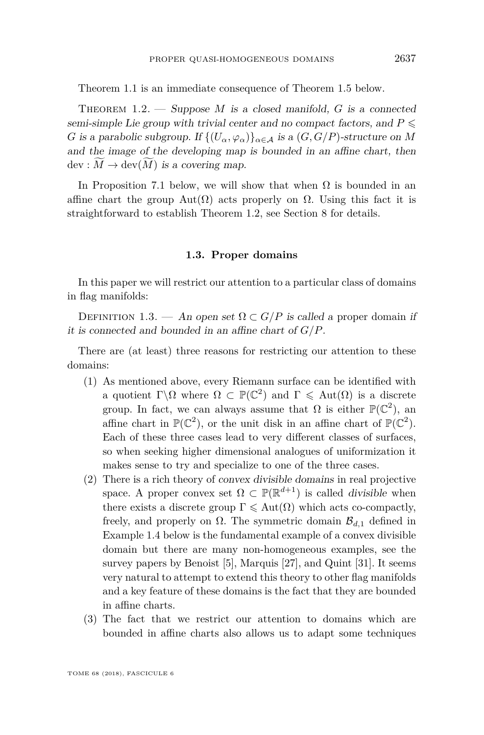Theorem 1.1 is an immediate consequence of Theorem 1.5 below.

Theorem 1.2. — *Suppose $M$ is a closed manifold, $G$ is a connected semi-simple Lie group with trivial center and no compact factors, and $P \leqslant G$ is a parabolic subgroup. If $\{(U_\alpha, \varphi_\alpha)\}_{\alpha \in \mathcal{A}}$ is a $(G, G/P)$-structure on $M$ and the image of the developing map is bounded in an affine chart, then $\mathrm{dev} : \widetilde{M} \to \mathrm{dev}(\widetilde{M})$ is a covering map.*

In Proposition 7.1 below, we will show that when $\Omega$ is bounded in an affine chart the group $\mathrm{Aut}(\Omega)$ acts properly on $\Omega$. Using this fact it is straightforward to establish Theorem 1.2, see Section 8 for details.

### 1.3. Proper domains

In this paper we will restrict our attention to a particular class of domains in flag manifolds:

Definition 1.3. — *An open set $\Omega \subset G/P$ is called a* proper domain *if it is connected and bounded in an affine chart of $G/P$.*

There are (at least) three reasons for restricting our attention to these domains:

1. As mentioned above, every Riemann surface can be identified with a quotient $\Gamma\backslash\Omega$ where $\Omega \subset \mathbb{P}(\mathbb{C}^2)$ and $\Gamma \leqslant \mathrm{Aut}(\Omega)$ is a discrete group. In fact, we can always assume that $\Omega$ is either $\mathbb{P}(\mathbb{C}^2)$, an affine chart in $\mathbb{P}(\mathbb{C}^2)$, or the unit disk in an affine chart of $\mathbb{P}(\mathbb{C}^2)$. Each of these three cases lead to very different classes of surfaces, so when seeking higher dimensional analogues of uniformization it makes sense to try and specialize to one of the three cases.
2. There is a rich theory of *convex divisible domains* in real projective space. A proper convex set $\Omega \subset \mathbb{P}(\mathbb{R}^{d+1})$ is called *divisible* when there exists a discrete group $\Gamma \leqslant \mathrm{Aut}(\Omega)$ which acts co-compactly, freely, and properly on $\Omega$. The symmetric domain $\mathcal{B}_{d,1}$ defined in Example 1.4 below is the fundamental example of a convex divisible domain but there are many non-homogeneous examples, see the survey papers by Benoist [5], Marquis [27], and Quint [31]. It seems very natural to attempt to extend this theory to other flag manifolds and a key feature of these domains is the fact that they are bounded in affine charts.
3. The fact that we restrict our attention to domains which are bounded in affine charts also allows us to adapt some techniques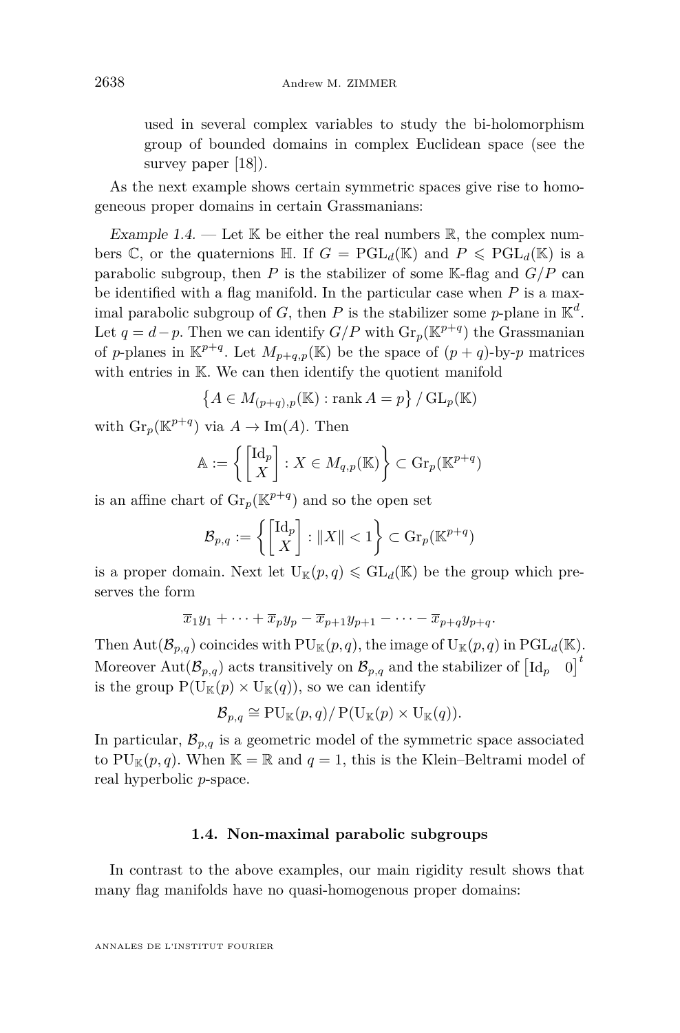used in several complex variables to study the bi-holomorphism group of bounded domains in complex Euclidean space (see the survey paper [18]).

As the next example shows certain symmetric spaces give rise to homogeneous proper domains in certain Grassmanians:

*Example 1.4.* — Let $\mathbb{K}$ be either the real numbers $\mathbb{R}$, the complex numbers $\mathbb{C}$, or the quaternions $\mathbb{H}$. If $G = \mathrm{PGL}_d(\mathbb{K})$ and $P \leqslant \mathrm{PGL}_d(\mathbb{K})$ is a parabolic subgroup, then $P$ is the stabilizer of some $\mathbb{K}$-flag and $G/P$ can be identified with a flag manifold. In the particular case when $P$ is a maximal parabolic subgroup of $G$, then $P$ is the stabilizer some $p$-plane in $\mathbb{K}^d$. Let $q = d-p$. Then we can identify $G/P$ with $\mathrm{Gr}_p(\mathbb{K}^{p+q})$ the Grassmanian of $p$-planes in $\mathbb{K}^{p+q}$. Let $M_{p+q,p}(\mathbb{K})$ be the space of $(p+q)$-by-$p$ matrices with entries in $\mathbb{K}$. We can then identify the quotient manifold

$$\left\{A \in M_{(p+q),p}(\mathbb{K}) : \mathrm{rank}\, A = p\right\} / \mathrm{GL}_p(\mathbb{K})$$

with $\mathrm{Gr}_p(\mathbb{K}^{p+q})$ via $A \to \mathrm{Im}(A)$. Then

$$\mathbb{A} := \left\{ \begin{bmatrix} \mathrm{Id}_p \\ X \end{bmatrix} : X \in M_{q,p}(\mathbb{K}) \right\} \subset \mathrm{Gr}_p(\mathbb{K}^{p+q})$$

is an affine chart of $\mathrm{Gr}_p(\mathbb{K}^{p+q})$ and so the open set

$$\mathcal{B}_{p,q} := \left\{ \begin{bmatrix} \mathrm{Id}_p \\ X \end{bmatrix} : \|X\| < 1 \right\} \subset \mathrm{Gr}_p(\mathbb{K}^{p+q})$$

is a proper domain. Next let $\mathrm{U}_{\mathbb{K}}(p,q) \leqslant \mathrm{GL}_d(\mathbb{K})$ be the group which preserves the form

$$\overline{x}_1 y_1 + \cdots + \overline{x}_p y_p - \overline{x}_{p+1} y_{p+1} - \cdots - \overline{x}_{p+q} y_{p+q}.$$

Then $\mathrm{Aut}(\mathcal{B}_{p,q})$ coincides with $\mathrm{PU}_{\mathbb{K}}(p,q)$, the image of $\mathrm{U}_{\mathbb{K}}(p,q)$ in $\mathrm{PGL}_d(\mathbb{K})$. Moreover $\mathrm{Aut}(\mathcal{B}_{p,q})$ acts transitively on $\mathcal{B}_{p,q}$ and the stabilizer of $\begin{bmatrix} \mathrm{Id}_p & 0 \end{bmatrix}^t$ is the group $\mathrm{P}(\mathrm{U}_{\mathbb{K}}(p) \times \mathrm{U}_{\mathbb{K}}(q))$, so we can identify

$$\mathcal{B}_{p,q} \cong \mathrm{PU}_{\mathbb{K}}(p,q) / \mathrm{P}(\mathrm{U}_{\mathbb{K}}(p) \times \mathrm{U}_{\mathbb{K}}(q)).$$

In particular, $\mathcal{B}_{p,q}$ is a geometric model of the symmetric space associated to $\mathrm{PU}_{\mathbb{K}}(p,q)$. When $\mathbb{K} = \mathbb{R}$ and $q = 1$, this is the Klein–Beltrami model of real hyperbolic $p$-space.

### 1.4. Non-maximal parabolic subgroups

In contrast to the above examples, our main rigidity result shows that many flag manifolds have no quasi-homogenous proper domains: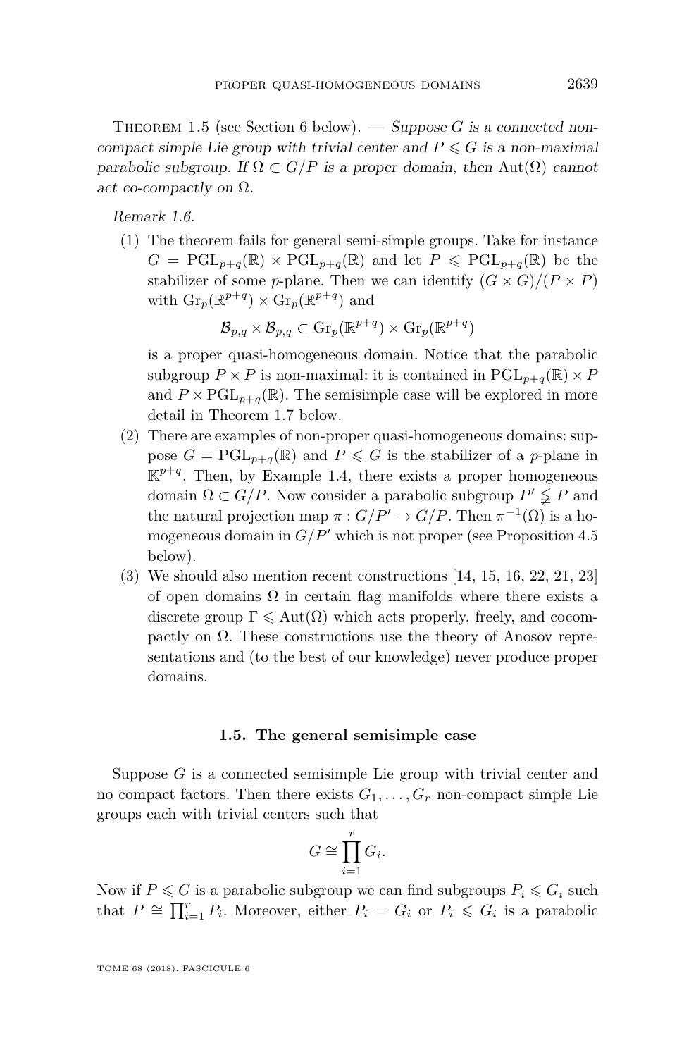Theorem 1.5 (see Section 6 below). — *Suppose $G$ is a connected non-compact simple Lie group with trivial center and $P \leqslant G$ is a non-maximal parabolic subgroup. If $\Omega \subset G/P$ is a proper domain, then $\operatorname{Aut}(\Omega)$ cannot act co-compactly on $\Omega$.*

*Remark 1.6.*

(1) The theorem fails for general semi-simple groups. Take for instance $G = \mathrm{PGL}_{p+q}(\mathbb{R}) \times \mathrm{PGL}_{p+q}(\mathbb{R})$ and let $P \leqslant \mathrm{PGL}_{p+q}(\mathbb{R})$ be the stabilizer of some $p$-plane. Then we can identify $(G \times G)/(P \times P)$ with $\mathrm{Gr}_p(\mathbb{R}^{p+q}) \times \mathrm{Gr}_p(\mathbb{R}^{p+q})$ and

$$\mathcal{B}_{p,q} \times \mathcal{B}_{p,q} \subset \mathrm{Gr}_p(\mathbb{R}^{p+q}) \times \mathrm{Gr}_p(\mathbb{R}^{p+q})$$

is a proper quasi-homogeneous domain. Notice that the parabolic subgroup $P \times P$ is non-maximal: it is contained in $\mathrm{PGL}_{p+q}(\mathbb{R}) \times P$ and $P \times \mathrm{PGL}_{p+q}(\mathbb{R})$. The semisimple case will be explored in more detail in Theorem 1.7 below.

(2) There are examples of non-proper quasi-homogeneous domains: suppose $G = \mathrm{PGL}_{p+q}(\mathbb{R})$ and $P \leqslant G$ is the stabilizer of a $p$-plane in $\mathbb{K}^{p+q}$. Then, by Example 1.4, there exists a proper homogeneous domain $\Omega \subset G/P$. Now consider a parabolic subgroup $P' \lneq P$ and the natural projection map $\pi : G/P' \to G/P$. Then $\pi^{-1}(\Omega)$ is a homogeneous domain in $G/P'$ which is not proper (see Proposition 4.5 below).

(3) We should also mention recent constructions [14, 15, 16, 22, 21, 23] of open domains $\Omega$ in certain flag manifolds where there exists a discrete group $\Gamma \leqslant \operatorname{Aut}(\Omega)$ which acts properly, freely, and cocompactly on $\Omega$. These constructions use the theory of Anosov representations and (to the best of our knowledge) never produce proper domains.

### 1.5. The general semisimple case

Suppose $G$ is a connected semisimple Lie group with trivial center and no compact factors. Then there exists $G_1, \dots, G_r$ non-compact simple Lie groups each with trivial centers such that

$$G \cong \prod_{i=1}^{r} G_i.$$

Now if $P \leqslant G$ is a parabolic subgroup we can find subgroups $P_i \leqslant G_i$ such that $P \cong \prod_{i=1}^{r} P_i$. Moreover, either $P_i = G_i$ or $P_i \leqslant G_i$ is a parabolic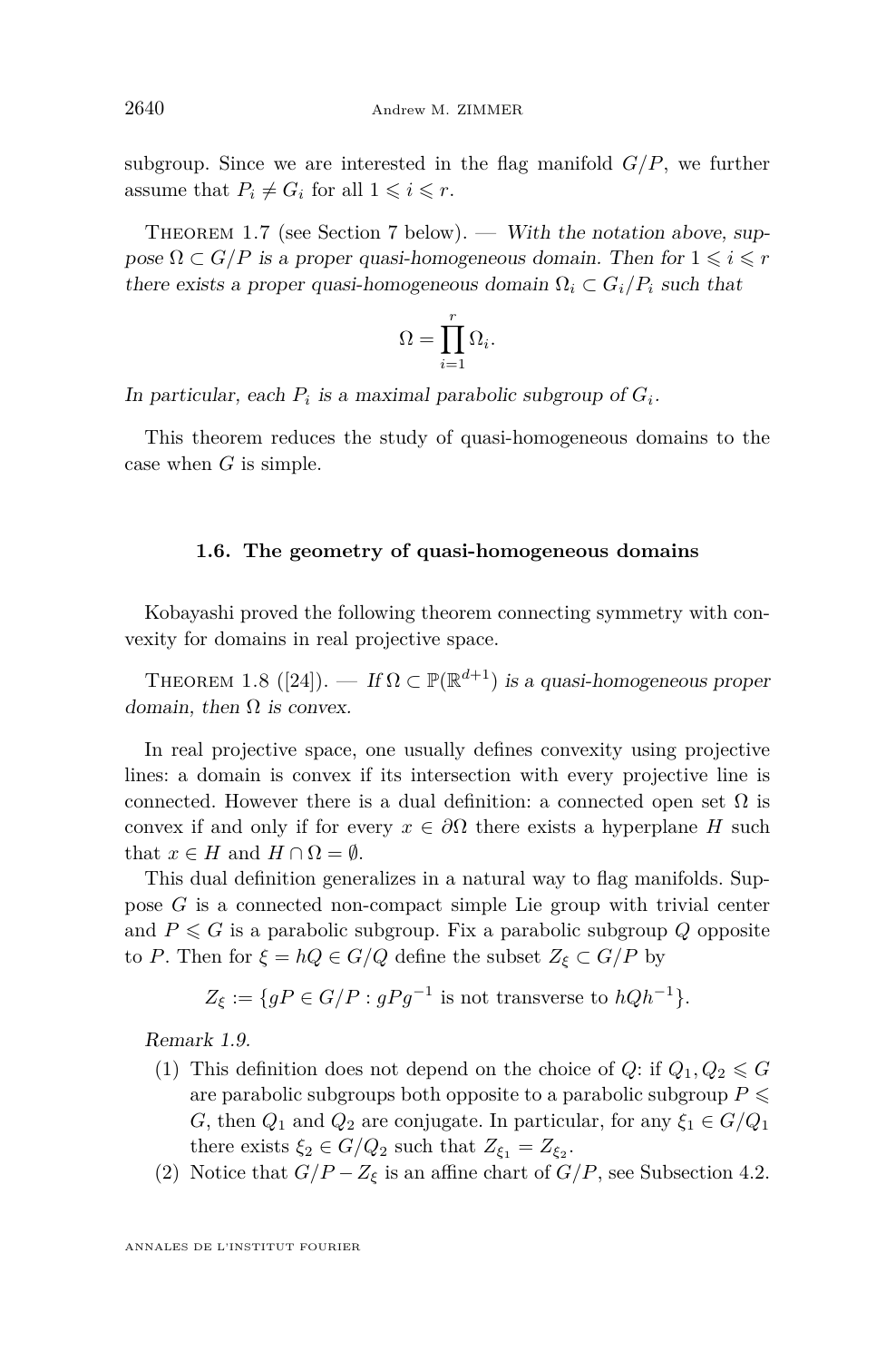subgroup. Since we are interested in the flag manifold $G/P$, we further assume that $P_i \neq G_i$ for all $1 \leqslant i \leqslant r$.

Theorem 1.7 (see Section 7 below). — *With the notation above, suppose $\Omega \subset G/P$ is a proper quasi-homogeneous domain. Then for $1 \leqslant i \leqslant r$ there exists a proper quasi-homogeneous domain $\Omega_i \subset G_i/P_i$ such that*

$$\Omega = \prod_{i=1}^{r} \Omega_i.$$

*In particular, each $P_i$ is a maximal parabolic subgroup of $G_i$.*

This theorem reduces the study of quasi-homogeneous domains to the case when $G$ is simple.

### 1.6. The geometry of quasi-homogeneous domains

Kobayashi proved the following theorem connecting symmetry with convexity for domains in real projective space.

Theorem 1.8 ([24]). — *If $\Omega \subset \mathbb{P}(\mathbb{R}^{d+1})$ is a quasi-homogeneous proper domain, then $\Omega$ is convex.*

In real projective space, one usually defines convexity using projective lines: a domain is convex if its intersection with every projective line is connected. However there is a dual definition: a connected open set $\Omega$ is convex if and only if for every $x \in \partial\Omega$ there exists a hyperplane $H$ such that $x \in H$ and $H \cap \Omega = \emptyset$.

This dual definition generalizes in a natural way to flag manifolds. Suppose $G$ is a connected non-compact simple Lie group with trivial center and $P \leqslant G$ is a parabolic subgroup. Fix a parabolic subgroup $Q$ opposite to $P$. Then for $\xi = hQ \in G/Q$ define the subset $Z_\xi \subset G/P$ by

$$Z_\xi := \{gP \in G/P : gPg^{-1} \text{ is not transverse to } hQh^{-1}\}.$$

*Remark 1.9.*

1. This definition does not depend on the choice of $Q$: if $Q_1, Q_2 \leqslant G$ are parabolic subgroups both opposite to a parabolic subgroup $P \leqslant G$, then $Q_1$ and $Q_2$ are conjugate. In particular, for any $\xi_1 \in G/Q_1$ there exists $\xi_2 \in G/Q_2$ such that $Z_{\xi_1} = Z_{\xi_2}$.
2. Notice that $G/P - Z_\xi$ is an affine chart of $G/P$, see Subsection 4.2.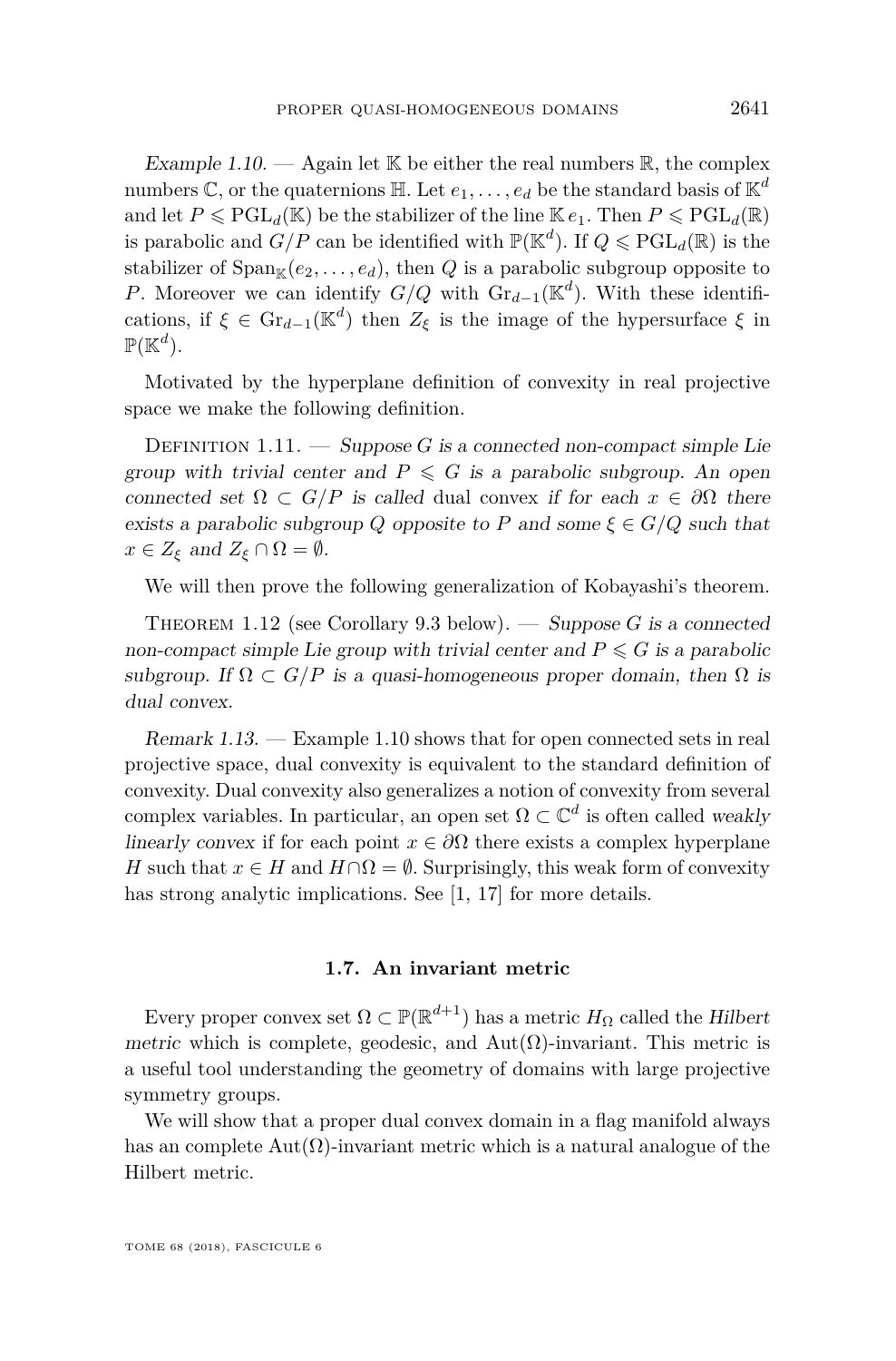*Example 1.10.* — Again let $\mathbb{K}$ be either the real numbers $\mathbb{R}$, the complex numbers $\mathbb{C}$, or the quaternions $\mathbb{H}$. Let $e_1, \dots, e_d$ be the standard basis of $\mathbb{K}^d$ and let $P \leqslant \mathrm{PGL}_d(\mathbb{K})$ be the stabilizer of the line $\mathbb{K}\, e_1$. Then $P \leqslant \mathrm{PGL}_d(\mathbb{R})$ is parabolic and $G/P$ can be identified with $\mathbb{P}(\mathbb{K}^d)$. If $Q \leqslant \mathrm{PGL}_d(\mathbb{R})$ is the stabilizer of $\mathrm{Span}_{\mathbb{K}}(e_2, \dots, e_d)$, then $Q$ is a parabolic subgroup opposite to $P$. Moreover we can identify $G/Q$ with $\mathrm{Gr}_{d-1}(\mathbb{K}^d)$. With these identifications, if $\xi \in \mathrm{Gr}_{d-1}(\mathbb{K}^d)$ then $Z_\xi$ is the image of the hypersurface $\xi$ in $\mathbb{P}(\mathbb{K}^d)$.

Motivated by the hyperplane definition of convexity in real projective space we make the following definition.

Definition 1.11. — *Suppose $G$ is a connected non-compact simple Lie group with trivial center and $P \leqslant G$ is a parabolic subgroup. An open connected set $\Omega \subset G/P$ is called* dual convex *if for each $x \in \partial\Omega$ there exists a parabolic subgroup $Q$ opposite to $P$ and some $\xi \in G/Q$ such that $x \in Z_\xi$ and $Z_\xi \cap \Omega = \emptyset$.*

We will then prove the following generalization of Kobayashi's theorem.

Theorem 1.12 (see Corollary 9.3 below). — *Suppose $G$ is a connected non-compact simple Lie group with trivial center and $P \leqslant G$ is a parabolic subgroup. If $\Omega \subset G/P$ is a quasi-homogeneous proper domain, then $\Omega$ is dual convex.*

*Remark 1.13.* — Example 1.10 shows that for open connected sets in real projective space, dual convexity is equivalent to the standard definition of convexity. Dual convexity also generalizes a notion of convexity from several complex variables. In particular, an open set $\Omega \subset \mathbb{C}^d$ is often called *weakly linearly convex* if for each point $x \in \partial\Omega$ there exists a complex hyperplane $H$ such that $x \in H$ and $H \cap \Omega = \emptyset$. Surprisingly, this weak form of convexity has strong analytic implications. See [1, 17] for more details.

### 1.7. An invariant metric

Every proper convex set $\Omega \subset \mathbb{P}(\mathbb{R}^{d+1})$ has a metric $H_\Omega$ called the *Hilbert metric* which is complete, geodesic, and $\mathrm{Aut}(\Omega)$-invariant. This metric is a useful tool understanding the geometry of domains with large projective symmetry groups.

We will show that a proper dual convex domain in a flag manifold always has an complete $\mathrm{Aut}(\Omega)$-invariant metric which is a natural analogue of the Hilbert metric.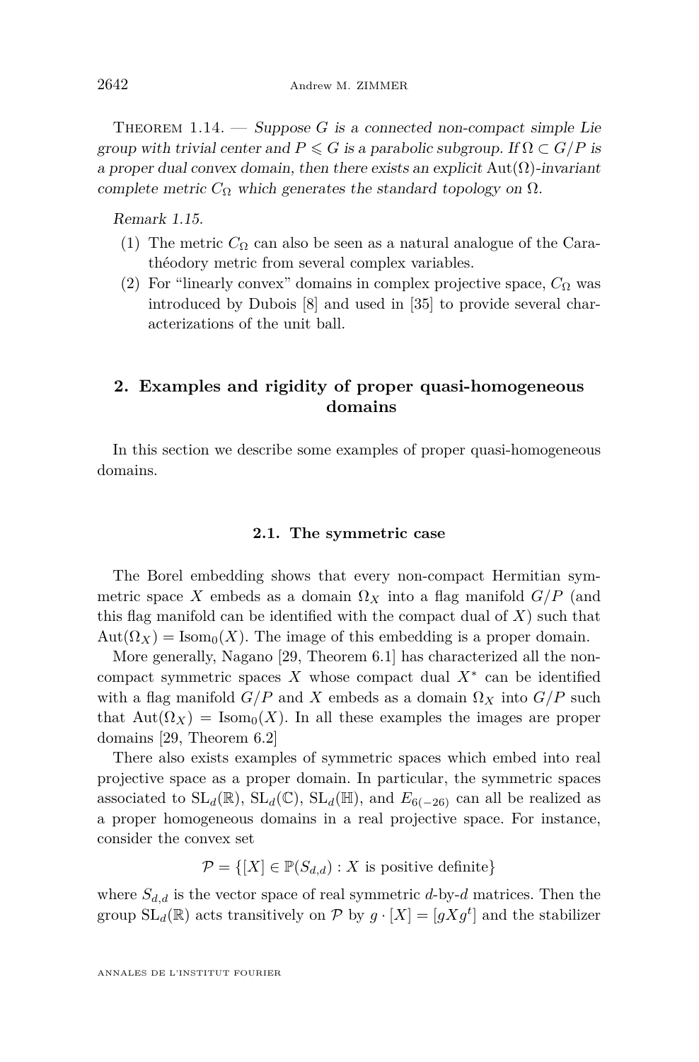Theorem 1.14. — *Suppose $G$ is a connected non-compact simple Lie group with trivial center and $P \leqslant G$ is a parabolic subgroup. If $\Omega \subset G/P$ is a proper dual convex domain, then there exists an explicit $\mathrm{Aut}(\Omega)$-invariant complete metric $C_\Omega$ which generates the standard topology on $\Omega$.*

*Remark 1.15.*

1. The metric $C_\Omega$ can also be seen as a natural analogue of the Carathéodory metric from several complex variables.
2. For "linearly convex" domains in complex projective space, $C_\Omega$ was introduced by Dubois [8] and used in [35] to provide several characterizations of the unit ball.

## 2. Examples and rigidity of proper quasi-homogeneous domains

In this section we describe some examples of proper quasi-homogeneous domains.

### 2.1. The symmetric case

The Borel embedding shows that every non-compact Hermitian symmetric space $X$ embeds as a domain $\Omega_X$ into a flag manifold $G/P$ (and this flag manifold can be identified with the compact dual of $X$) such that $\mathrm{Aut}(\Omega_X) = \mathrm{Isom}_0(X)$. The image of this embedding is a proper domain.

More generally, Nagano [29, Theorem 6.1] has characterized all the non-compact symmetric spaces $X$ whose compact dual $X^*$ can be identified with a flag manifold $G/P$ and $X$ embeds as a domain $\Omega_X$ into $G/P$ such that $\mathrm{Aut}(\Omega_X) = \mathrm{Isom}_0(X)$. In all these examples the images are proper domains [29, Theorem 6.2]

There also exists examples of symmetric spaces which embed into real projective space as a proper domain. In particular, the symmetric spaces associated to $\mathrm{SL}_d(\mathbb{R})$, $\mathrm{SL}_d(\mathbb{C})$, $\mathrm{SL}_d(\mathbb{H})$, and $E_{6(-26)}$ can all be realized as a proper homogeneous domains in a real projective space. For instance, consider the convex set

$$\mathcal{P} = \{[X] \in \mathbb{P}(S_{d,d}) : X \text{ is positive definite}\}$$

where $S_{d,d}$ is the vector space of real symmetric $d$-by-$d$ matrices. Then the group $\mathrm{SL}_d(\mathbb{R})$ acts transitively on $\mathcal{P}$ by $g \cdot [X] = [gXg^t]$ and the stabilizer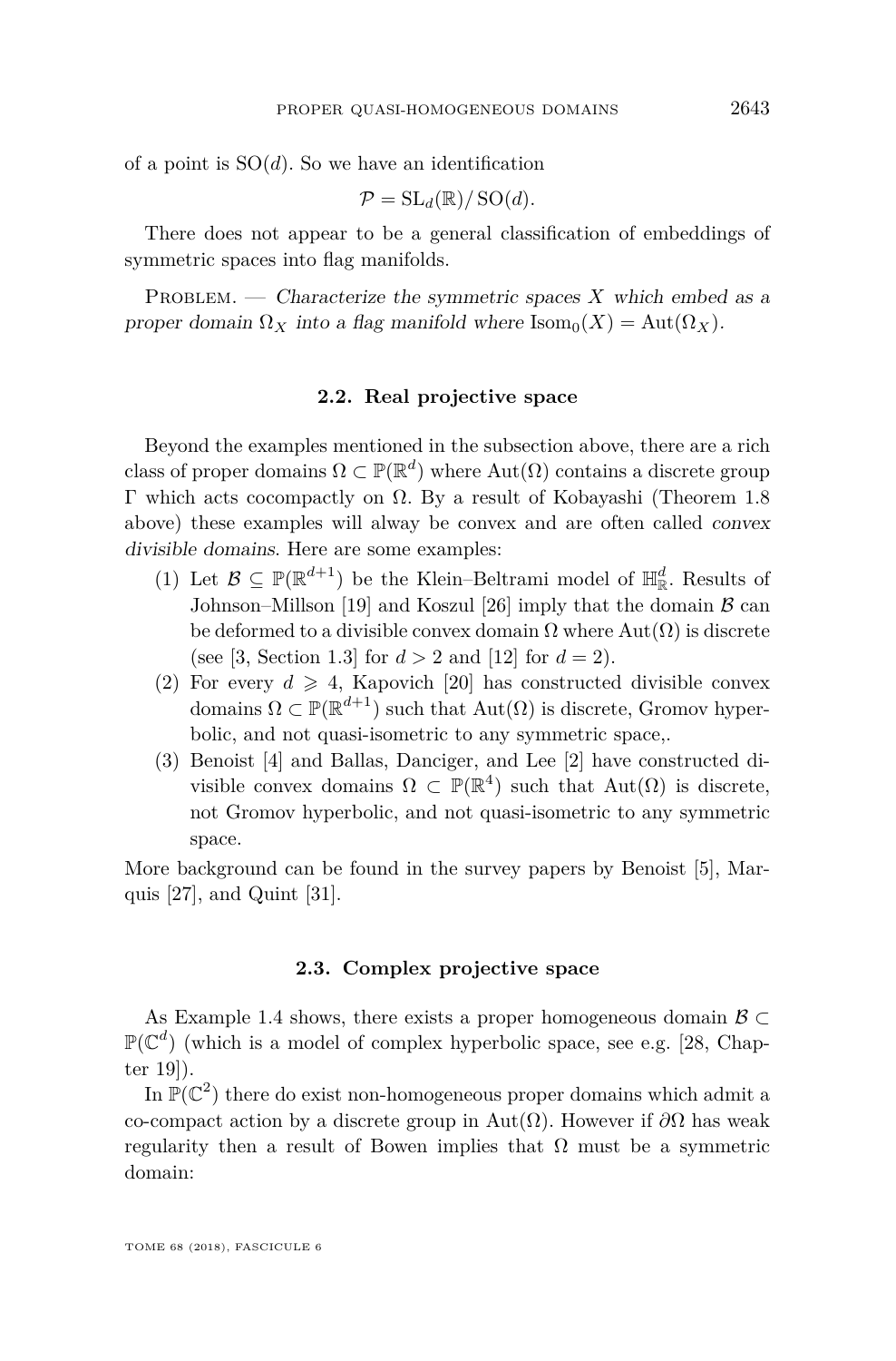of a point is $\mathrm{SO}(d)$. So we have an identification

$$\mathcal{P} = \mathrm{SL}_d(\mathbb{R})/\,\mathrm{SO}(d).$$

There does not appear to be a general classification of embeddings of symmetric spaces into flag manifolds.

Problem. — *Characterize the symmetric spaces $X$ which embed as a proper domain $\Omega_X$ into a flag manifold where* $\mathrm{Isom}_0(X) = \mathrm{Aut}(\Omega_X)$.

### 2.2. Real projective space

Beyond the examples mentioned in the subsection above, there are a rich class of proper domains $\Omega \subset \mathbb{P}(\mathbb{R}^d)$ where $\mathrm{Aut}(\Omega)$ contains a discrete group $\Gamma$ which acts cocompactly on $\Omega$. By a result of Kobayashi (Theorem 1.8 above) these examples will alway be convex and are often called *convex divisible domains*. Here are some examples:

1. Let $\mathcal{B} \subseteq \mathbb{P}(\mathbb{R}^{d+1})$ be the Klein–Beltrami model of $\mathbb{H}^d_{\mathbb{R}}$. Results of Johnson–Millson [19] and Koszul [26] imply that the domain $\mathcal{B}$ can be deformed to a divisible convex domain $\Omega$ where $\mathrm{Aut}(\Omega)$ is discrete (see [3, Section 1.3] for $d > 2$ and [12] for $d = 2$).
2. For every $d \geqslant 4$, Kapovich [20] has constructed divisible convex domains $\Omega \subset \mathbb{P}(\mathbb{R}^{d+1})$ such that $\mathrm{Aut}(\Omega)$ is discrete, Gromov hyperbolic, and not quasi-isometric to any symmetric space,.
3. Benoist [4] and Ballas, Danciger, and Lee [2] have constructed divisible convex domains $\Omega \subset \mathbb{P}(\mathbb{R}^4)$ such that $\mathrm{Aut}(\Omega)$ is discrete, not Gromov hyperbolic, and not quasi-isometric to any symmetric space.

More background can be found in the survey papers by Benoist [5], Marquis [27], and Quint [31].

### 2.3. Complex projective space

As Example 1.4 shows, there exists a proper homogeneous domain $\mathcal{B} \subset \mathbb{P}(\mathbb{C}^d)$ (which is a model of complex hyperbolic space, see e.g. [28, Chapter 19]).

In $\mathbb{P}(\mathbb{C}^2)$ there do exist non-homogeneous proper domains which admit a co-compact action by a discrete group in $\mathrm{Aut}(\Omega)$. However if $\partial\Omega$ has weak regularity then a result of Bowen implies that $\Omega$ must be a symmetric domain: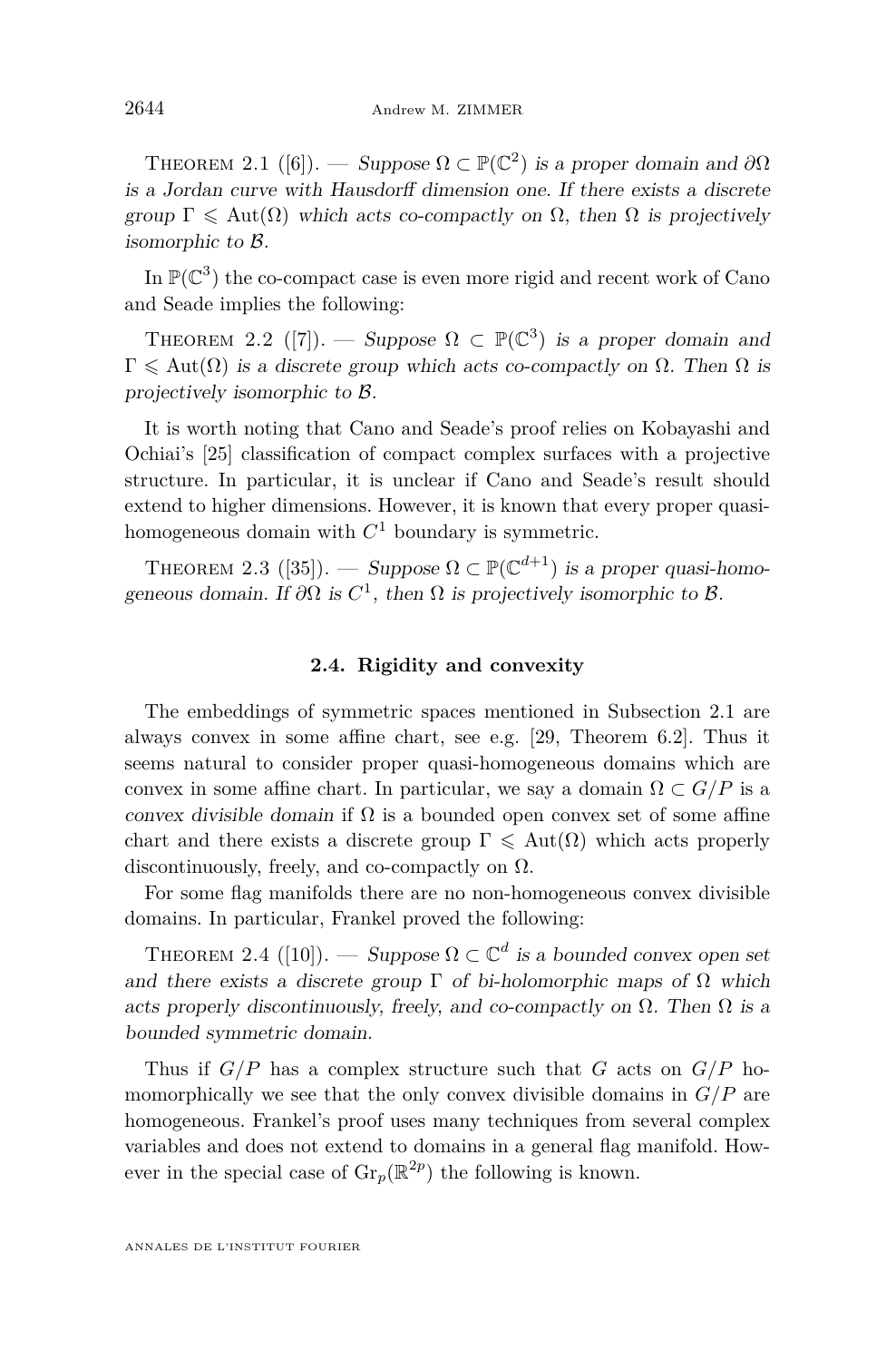Theorem 2.1 ([6]). — *Suppose $\Omega \subset \mathbb{P}(\mathbb{C}^2)$ is a proper domain and $\partial\Omega$ is a Jordan curve with Hausdorff dimension one. If there exists a discrete group $\Gamma \leqslant \mathrm{Aut}(\Omega)$ which acts co-compactly on $\Omega$, then $\Omega$ is projectively isomorphic to $\mathcal{B}$.*

In $\mathbb{P}(\mathbb{C}^3)$ the co-compact case is even more rigid and recent work of Cano and Seade implies the following:

Theorem 2.2 ([7]). — *Suppose $\Omega \subset \mathbb{P}(\mathbb{C}^3)$ is a proper domain and $\Gamma \leqslant \mathrm{Aut}(\Omega)$ is a discrete group which acts co-compactly on $\Omega$. Then $\Omega$ is projectively isomorphic to $\mathcal{B}$.*

It is worth noting that Cano and Seade's proof relies on Kobayashi and Ochiai's [25] classification of compact complex surfaces with a projective structure. In particular, it is unclear if Cano and Seade's result should extend to higher dimensions. However, it is known that every proper quasi-homogeneous domain with $C^1$ boundary is symmetric.

Theorem 2.3 ([35]). — *Suppose $\Omega \subset \mathbb{P}(\mathbb{C}^{d+1})$ is a proper quasi-homogeneous domain. If $\partial\Omega$ is $C^1$, then $\Omega$ is projectively isomorphic to $\mathcal{B}$.*

## 2.4. Rigidity and convexity

The embeddings of symmetric spaces mentioned in Subsection 2.1 are always convex in some affine chart, see e.g. [29, Theorem 6.2]. Thus it seems natural to consider proper quasi-homogeneous domains which are convex in some affine chart. In particular, we say a domain $\Omega \subset G/P$ is a *convex divisible domain* if $\Omega$ is a bounded open convex set of some affine chart and there exists a discrete group $\Gamma \leqslant \mathrm{Aut}(\Omega)$ which acts properly discontinuously, freely, and co-compactly on $\Omega$.

For some flag manifolds there are no non-homogeneous convex divisible domains. In particular, Frankel proved the following:

Theorem 2.4 ([10]). — *Suppose $\Omega \subset \mathbb{C}^d$ is a bounded convex open set and there exists a discrete group $\Gamma$ of bi-holomorphic maps of $\Omega$ which acts properly discontinuously, freely, and co-compactly on $\Omega$. Then $\Omega$ is a bounded symmetric domain.*

Thus if $G/P$ has a complex structure such that $G$ acts on $G/P$ homomorphically we see that the only convex divisible domains in $G/P$ are homogeneous. Frankel's proof uses many techniques from several complex variables and does not extend to domains in a general flag manifold. However in the special case of $\mathrm{Gr}_p(\mathbb{R}^{2p})$ the following is known.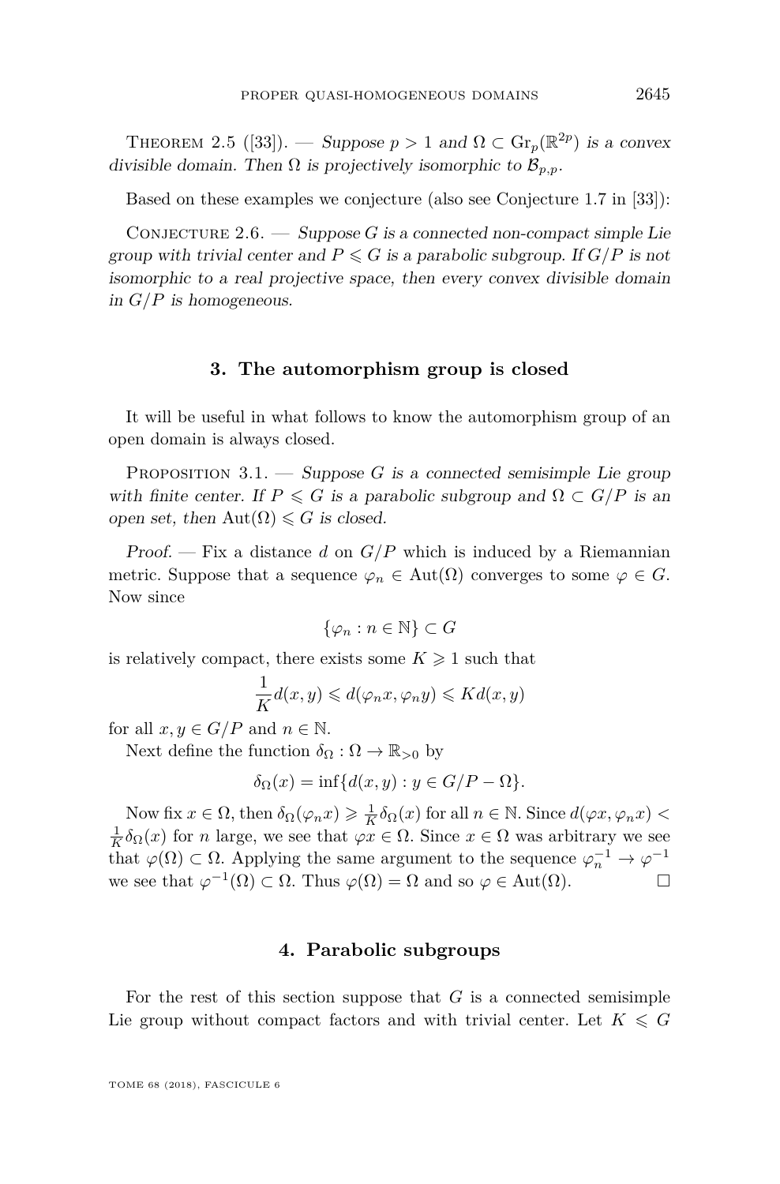Theorem 2.5 ([33]). — *Suppose $p > 1$ and $\Omega \subset \mathrm{Gr}_p(\mathbb{R}^{2p})$ is a convex divisible domain. Then $\Omega$ is projectively isomorphic to $\mathcal{B}_{p,p}$.*

Based on these examples we conjecture (also see Conjecture 1.7 in [33]):

Conjecture 2.6. — *Suppose $G$ is a connected non-compact simple Lie group with trivial center and $P \leqslant G$ is a parabolic subgroup. If $G/P$ is not isomorphic to a real projective space, then every convex divisible domain in $G/P$ is homogeneous.*

## 3. The automorphism group is closed

It will be useful in what follows to know the automorphism group of an open domain is always closed.

Proposition 3.1. — *Suppose $G$ is a connected semisimple Lie group with finite center. If $P \leqslant G$ is a parabolic subgroup and $\Omega \subset G/P$ is an open set, then $\mathrm{Aut}(\Omega) \leqslant G$ is closed.*

*Proof.* — Fix a distance $d$ on $G/P$ which is induced by a Riemannian metric. Suppose that a sequence $\varphi_n \in \mathrm{Aut}(\Omega)$ converges to some $\varphi \in G$. Now since

$$\{\varphi_n : n \in \mathbb{N}\} \subset G$$

is relatively compact, there exists some $K \geqslant 1$ such that

$$\frac{1}{K} d(x,y) \leqslant d(\varphi_n x, \varphi_n y) \leqslant K d(x,y)$$

for all $x, y \in G/P$ and $n \in \mathbb{N}$.

Next define the function $\delta_\Omega : \Omega \to \mathbb{R}_{>0}$ by

$$\delta_\Omega(x) = \inf\{d(x,y) : y \in G/P - \Omega\}.$$

Now fix $x \in \Omega$, then $\delta_\Omega(\varphi_n x) \geqslant \frac{1}{K}\delta_\Omega(x)$ for all $n \in \mathbb{N}$. Since $d(\varphi x, \varphi_n x) < \frac{1}{K}\delta_\Omega(x)$ for $n$ large, we see that $\varphi x \in \Omega$. Since $x \in \Omega$ was arbitrary we see that $\varphi(\Omega) \subset \Omega$. Applying the same argument to the sequence $\varphi_n^{-1} \to \varphi^{-1}$ we see that $\varphi^{-1}(\Omega) \subset \Omega$. Thus $\varphi(\Omega) = \Omega$ and so $\varphi \in \mathrm{Aut}(\Omega)$. $\square$

## 4. Parabolic subgroups

For the rest of this section suppose that $G$ is a connected semisimple Lie group without compact factors and with trivial center. Let $K \leqslant G$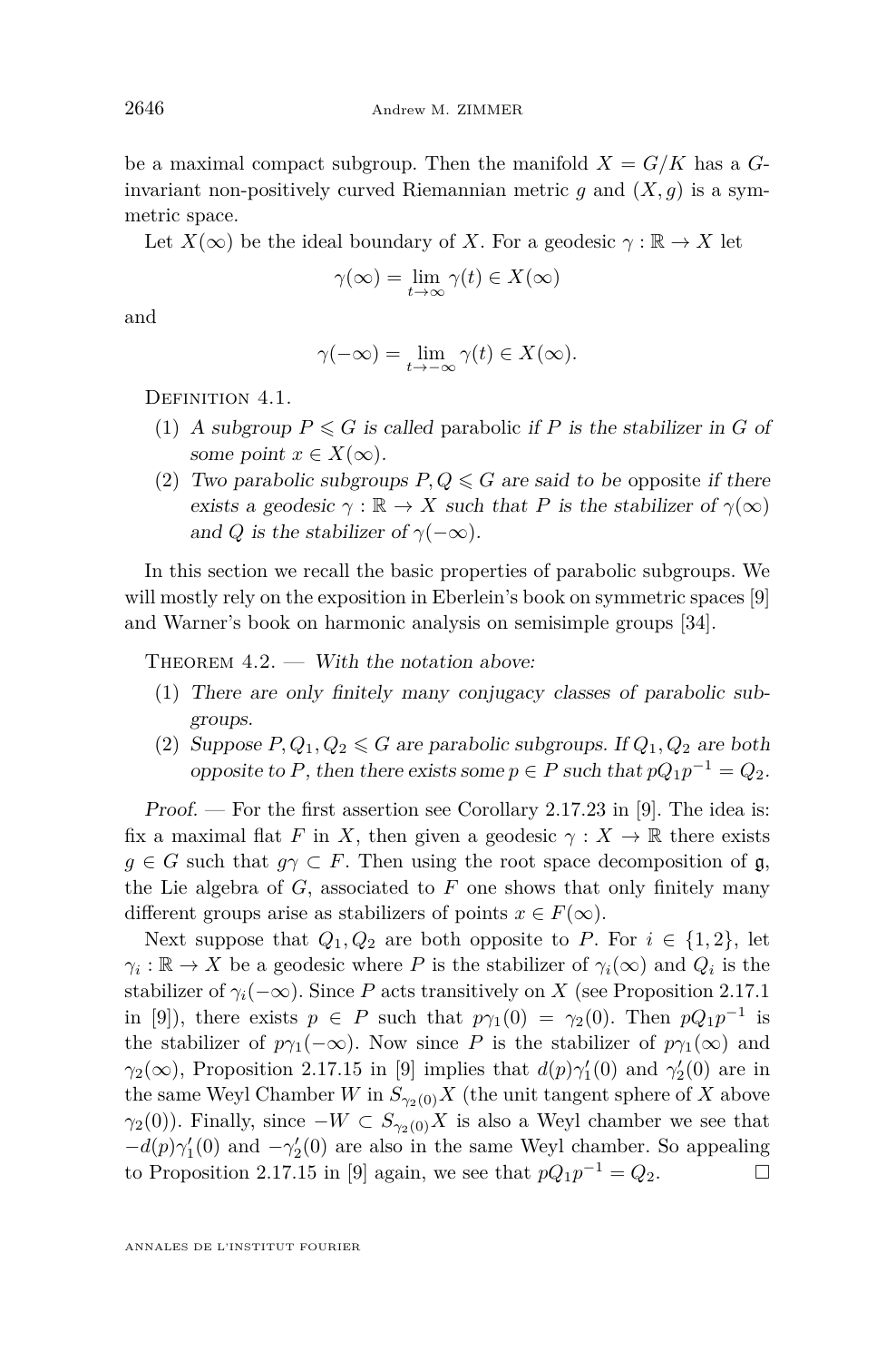be a maximal compact subgroup. Then the manifold $X = G/K$ has a $G$-invariant non-positively curved Riemannian metric $g$ and $(X, g)$ is a symmetric space.

Let $X(\infty)$ be the ideal boundary of $X$. For a geodesic $\gamma : \mathbb{R} \to X$ let

$$\gamma(\infty) = \lim_{t\to\infty} \gamma(t) \in X(\infty)$$

and

$$\gamma(-\infty) = \lim_{t\to-\infty} \gamma(t) \in X(\infty).$$

Definition 4.1.

1. *A subgroup $P \leqslant G$ is called* parabolic *if $P$ is the stabilizer in $G$ of some point $x \in X(\infty)$.*
2. *Two parabolic subgroups $P, Q \leqslant G$ are said to be* opposite *if there exists a geodesic $\gamma : \mathbb{R} \to X$ such that $P$ is the stabilizer of $\gamma(\infty)$ and $Q$ is the stabilizer of $\gamma(-\infty)$.*

In this section we recall the basic properties of parabolic subgroups. We will mostly rely on the exposition in Eberlein's book on symmetric spaces [9] and Warner's book on harmonic analysis on semisimple groups [34].

Theorem 4.2. — *With the notation above:*

1. *There are only finitely many conjugacy classes of parabolic subgroups.*
2. *Suppose $P, Q_1, Q_2 \leqslant G$ are parabolic subgroups. If $Q_1, Q_2$ are both opposite to $P$, then there exists some $p \in P$ such that $pQ_1p^{-1} = Q_2$.*

*Proof.* — For the first assertion see Corollary 2.17.23 in [9]. The idea is: fix a maximal flat $F$ in $X$, then given a geodesic $\gamma : X \to \mathbb{R}$ there exists $g \in G$ such that $g\gamma \subset F$. Then using the root space decomposition of $\mathfrak{g}$, the Lie algebra of $G$, associated to $F$ one shows that only finitely many different groups arise as stabilizers of points $x \in F(\infty)$.

Next suppose that $Q_1, Q_2$ are both opposite to $P$. For $i \in \{1, 2\}$, let $\gamma_i : \mathbb{R} \to X$ be a geodesic where $P$ is the stabilizer of $\gamma_i(\infty)$ and $Q_i$ is the stabilizer of $\gamma_i(-\infty)$. Since $P$ acts transitively on $X$ (see Proposition 2.17.1 in [9]), there exists $p \in P$ such that $p\gamma_1(0) = \gamma_2(0)$. Then $pQ_1p^{-1}$ is the stabilizer of $p\gamma_1(-\infty)$. Now since $P$ is the stabilizer of $p\gamma_1(\infty)$ and $\gamma_2(\infty)$, Proposition 2.17.15 in [9] implies that $d(p)\gamma_1'(0)$ and $\gamma_2'(0)$ are in the same Weyl Chamber $W$ in $S_{\gamma_2(0)}X$ (the unit tangent sphere of $X$ above $\gamma_2(0)$). Finally, since $-W \subset S_{\gamma_2(0)}X$ is also a Weyl chamber we see that $-d(p)\gamma_1'(0)$ and $-\gamma_2'(0)$ are also in the same Weyl chamber. So appealing to Proposition 2.17.15 in [9] again, we see that $pQ_1p^{-1} = Q_2$. □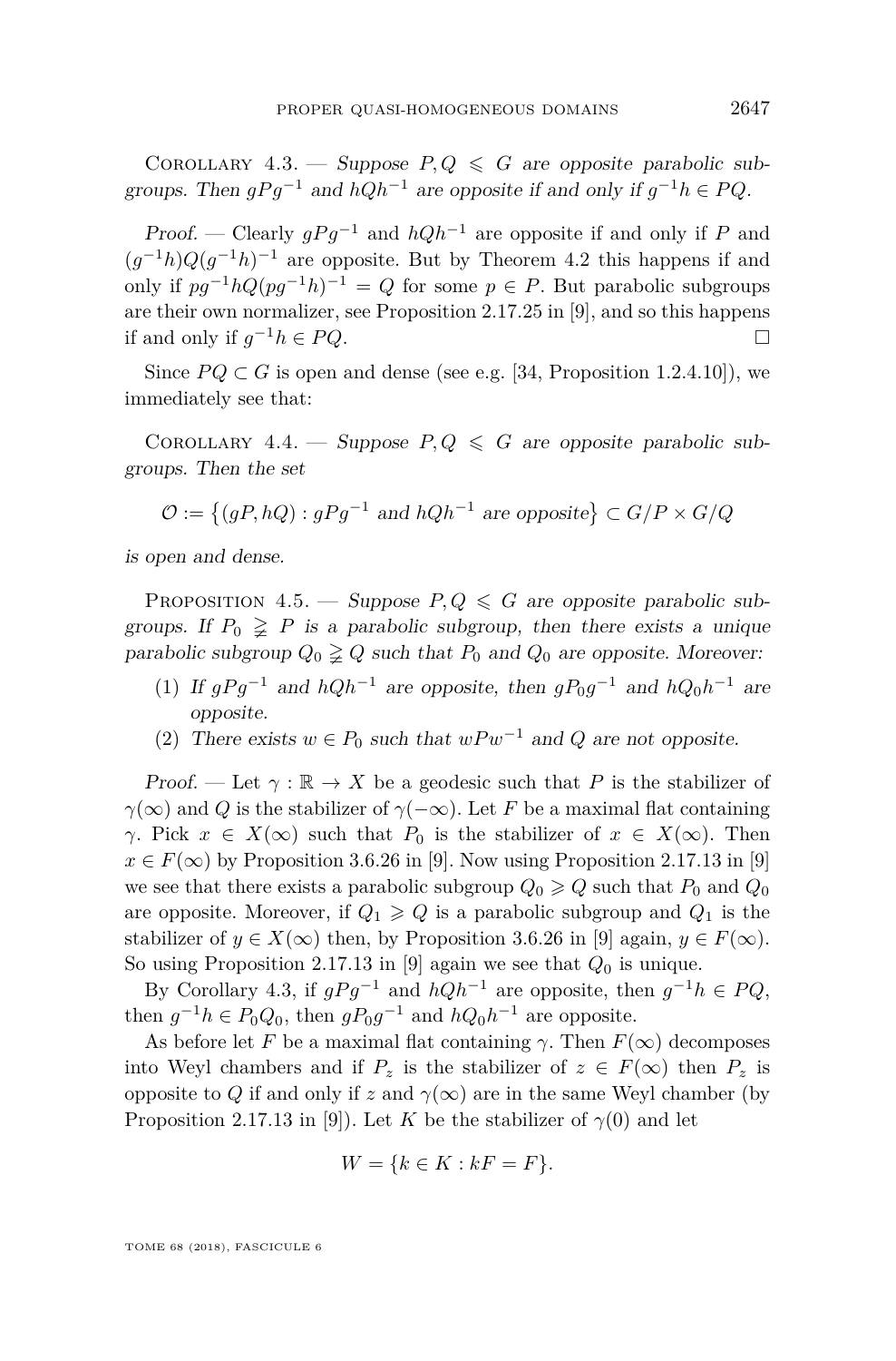Corollary 4.3. — *Suppose $P, Q \leqslant G$ are opposite parabolic subgroups. Then $gPg^{-1}$ and $hQh^{-1}$ are opposite if and only if $g^{-1}h \in PQ$.*

*Proof.* — Clearly $gPg^{-1}$ and $hQh^{-1}$ are opposite if and only if $P$ and $(g^{-1}h)Q(g^{-1}h)^{-1}$ are opposite. But by Theorem 4.2 this happens if and only if $pg^{-1}hQ(pg^{-1}h)^{-1} = Q$ for some $p \in P$. But parabolic subgroups are their own normalizer, see Proposition 2.17.25 in [9], and so this happens if and only if $g^{-1}h \in PQ$. □

Since $PQ \subset G$ is open and dense (see e.g. [34, Proposition 1.2.4.10]), we immediately see that:

Corollary 4.4. — *Suppose $P, Q \leqslant G$ are opposite parabolic subgroups. Then the set*

$$\mathcal{O} := \left\{(gP, hQ) : gPg^{-1} \text{ and } hQh^{-1} \text{ are opposite}\right\} \subset G/P \times G/Q$$

*is open and dense.*

Proposition 4.5. — *Suppose $P, Q \leqslant G$ are opposite parabolic subgroups. If $P_0 \gneqq P$ is a parabolic subgroup, then there exists a unique parabolic subgroup $Q_0 \gneqq Q$ such that $P_0$ and $Q_0$ are opposite. Moreover:*

1. *If $gPg^{-1}$ and $hQh^{-1}$ are opposite, then $gP_0g^{-1}$ and $hQ_0h^{-1}$ are opposite.*
2. *There exists $w \in P_0$ such that $wPw^{-1}$ and $Q$ are not opposite.*

*Proof.* — Let $\gamma : \mathbb{R} \to X$ be a geodesic such that $P$ is the stabilizer of $\gamma(\infty)$ and $Q$ is the stabilizer of $\gamma(-\infty)$. Let $F$ be a maximal flat containing $\gamma$. Pick $x \in X(\infty)$ such that $P_0$ is the stabilizer of $x \in X(\infty)$. Then $x \in F(\infty)$ by Proposition 3.6.26 in [9]. Now using Proposition 2.17.13 in [9] we see that there exists a parabolic subgroup $Q_0 \geqslant Q$ such that $P_0$ and $Q_0$ are opposite. Moreover, if $Q_1 \geqslant Q$ is a parabolic subgroup and $Q_1$ is the stabilizer of $y \in X(\infty)$ then, by Proposition 3.6.26 in [9] again, $y \in F(\infty)$. So using Proposition 2.17.13 in [9] again we see that $Q_0$ is unique.

By Corollary 4.3, if $gPg^{-1}$ and $hQh^{-1}$ are opposite, then $g^{-1}h \in PQ$, then $g^{-1}h \in P_0Q_0$, then $gP_0g^{-1}$ and $hQ_0h^{-1}$ are opposite.

As before let $F$ be a maximal flat containing $\gamma$. Then $F(\infty)$ decomposes into Weyl chambers and if $P_z$ is the stabilizer of $z \in F(\infty)$ then $P_z$ is opposite to $Q$ if and only if $z$ and $\gamma(\infty)$ are in the same Weyl chamber (by Proposition 2.17.13 in [9]). Let $K$ be the stabilizer of $\gamma(0)$ and let

$$W = \{k \in K : kF = F\}.$$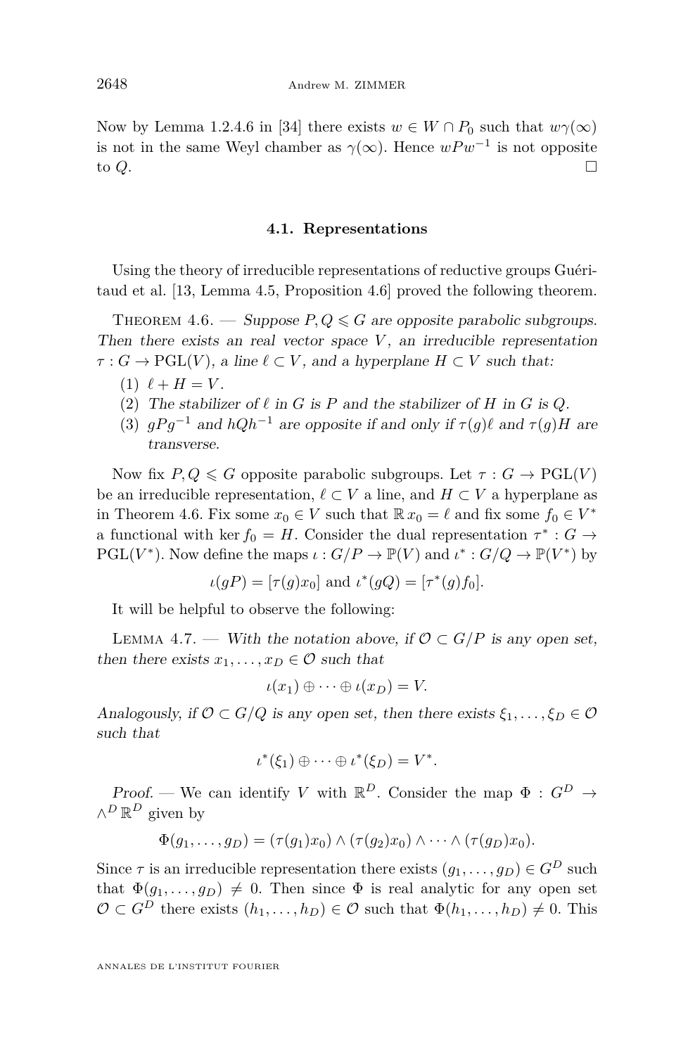Now by Lemma 1.2.4.6 in [34] there exists $w \in W \cap P_0$ such that $w\gamma(\infty)$ is not in the same Weyl chamber as $\gamma(\infty)$. Hence $wPw^{-1}$ is not opposite to $Q$. □

### 4.1. Representations

Using the theory of irreducible representations of reductive groups Guéritaud et al. [13, Lemma 4.5, Proposition 4.6] proved the following theorem.

Theorem 4.6. — *Suppose $P, Q \leqslant G$ are opposite parabolic subgroups. Then there exists an real vector space $V$, an irreducible representation $\tau : G \to \mathrm{PGL}(V)$, a line $\ell \subset V$, and a hyperplane $H \subset V$ such that:*

1. *$\ell + H = V$.*
2. *The stabilizer of $\ell$ in $G$ is $P$ and the stabilizer of $H$ in $G$ is $Q$.*
3. *$gPg^{-1}$ and $hQh^{-1}$ are opposite if and only if $\tau(g)\ell$ and $\tau(g)H$ are transverse.*

Now fix $P, Q \leqslant G$ opposite parabolic subgroups. Let $\tau : G \to \mathrm{PGL}(V)$ be an irreducible representation, $\ell \subset V$ a line, and $H \subset V$ a hyperplane as in Theorem 4.6. Fix some $x_0 \in V$ such that $\mathbb{R}\, x_0 = \ell$ and fix some $f_0 \in V^*$ a functional with $\ker f_0 = H$. Consider the dual representation $\tau^* : G \to \mathrm{PGL}(V^*)$. Now define the maps $\iota : G/P \to \mathbb{P}(V)$ and $\iota^* : G/Q \to \mathbb{P}(V^*)$ by

$$\iota(gP) = [\tau(g)x_0] \text{ and } \iota^*(gQ) = [\tau^*(g)f_0].$$

It will be helpful to observe the following:

Lemma 4.7. — *With the notation above, if $\mathcal{O} \subset G/P$ is any open set, then there exists $x_1, \ldots, x_D \in \mathcal{O}$ such that*

$$\iota(x_1) \oplus \cdots \oplus \iota(x_D) = V.$$

*Analogously, if $\mathcal{O} \subset G/Q$ is any open set, then there exists $\xi_1, \ldots, \xi_D \in \mathcal{O}$ such that*

$$\iota^*(\xi_1) \oplus \cdots \oplus \iota^*(\xi_D) = V^*.$$

*Proof.* — We can identify $V$ with $\mathbb{R}^D$. Consider the map $\Phi : G^D \to \wedge^D \mathbb{R}^D$ given by

$$\Phi(g_1, \ldots, g_D) = (\tau(g_1)x_0) \wedge (\tau(g_2)x_0) \wedge \cdots \wedge (\tau(g_D)x_0).$$

Since $\tau$ is an irreducible representation there exists $(g_1, \ldots, g_D) \in G^D$ such that $\Phi(g_1, \ldots, g_D) \neq 0$. Then since $\Phi$ is real analytic for any open set $\mathcal{O} \subset G^D$ there exists $(h_1, \ldots, h_D) \in \mathcal{O}$ such that $\Phi(h_1, \ldots, h_D) \neq 0$. This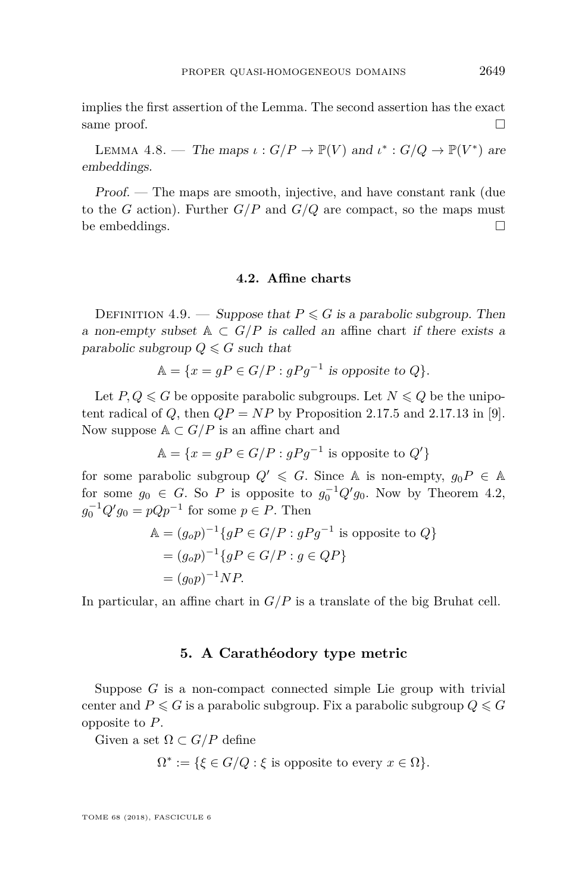implies the first assertion of the Lemma. The second assertion has the exact same proof. □

Lemma 4.8. — *The maps $\iota : G/P \to \mathbb{P}(V)$ and $\iota^* : G/Q \to \mathbb{P}(V^*)$ are embeddings.*

*Proof.* — The maps are smooth, injective, and have constant rank (due to the $G$ action). Further $G/P$ and $G/Q$ are compact, so the maps must be embeddings. □

### 4.2. Affine charts

Definition 4.9. — *Suppose that $P \leqslant G$ is a parabolic subgroup. Then a non-empty subset $\mathbb{A} \subset G/P$ is called an* affine chart *if there exists a parabolic subgroup $Q \leqslant G$ such that*

$$\mathbb{A} = \{x = gP \in G/P : gPg^{-1} \text{ is opposite to } Q\}.$$

Let $P, Q \leqslant G$ be opposite parabolic subgroups. Let $N \leqslant Q$ be the unipotent radical of $Q$, then $QP = NP$ by Proposition 2.17.5 and 2.17.13 in [9]. Now suppose $\mathbb{A} \subset G/P$ is an affine chart and

$$\mathbb{A} = \{x = gP \in G/P : gPg^{-1} \text{ is opposite to } Q'\}$$

for some parabolic subgroup $Q' \leqslant G$. Since $\mathbb{A}$ is non-empty, $g_0P \in \mathbb{A}$ for some $g_0 \in G$. So $P$ is opposite to $g_0^{-1}Q'g_0$. Now by Theorem 4.2, $g_0^{-1}Q'g_0 = pQp^{-1}$ for some $p \in P$. Then

$$\begin{aligned}
\mathbb{A} &= (g_o p)^{-1}\{gP \in G/P : gPg^{-1} \text{ is opposite to } Q\} \\
&= (g_o p)^{-1}\{gP \in G/P : g \in QP\} \\
&= (g_0 p)^{-1} NP.
\end{aligned}$$

In particular, an affine chart in $G/P$ is a translate of the big Bruhat cell.

## 5. A Carathéodory type metric

Suppose $G$ is a non-compact connected simple Lie group with trivial center and $P \leqslant G$ is a parabolic subgroup. Fix a parabolic subgroup $Q \leqslant G$ opposite to $P$.

Given a set $\Omega \subset G/P$ define

$$\Omega^* := \{\xi \in G/Q : \xi \text{ is opposite to every } x \in \Omega\}.$$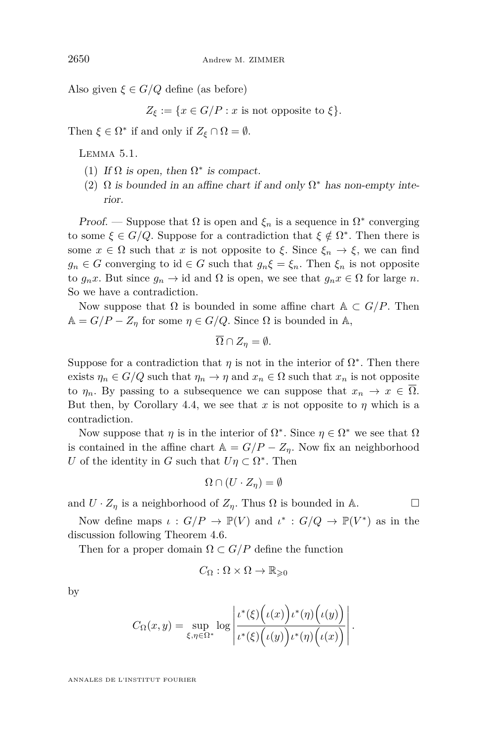Also given $\xi \in G/Q$ define (as before)

$$Z_\xi := \{x \in G/P : x \text{ is not opposite to } \xi\}.$$

Then $\xi \in \Omega^*$ if and only if $Z_\xi \cap \Omega = \emptyset$.

Lemma 5.1.

1. *If $\Omega$ is open, then $\Omega^*$ is compact.*
2. *$\Omega$ is bounded in an affine chart if and only $\Omega^*$ has non-empty interior.*

*Proof.* — Suppose that $\Omega$ is open and $\xi_n$ is a sequence in $\Omega^*$ converging to some $\xi \in G/Q$. Suppose for a contradiction that $\xi \notin \Omega^*$. Then there is some $x \in \Omega$ such that $x$ is not opposite to $\xi$. Since $\xi_n \to \xi$, we can find $g_n \in G$ converging to id $\in G$ such that $g_n \xi = \xi_n$. Then $\xi_n$ is not opposite to $g_n x$. But since $g_n \to \text{id}$ and $\Omega$ is open, we see that $g_n x \in \Omega$ for large $n$. So we have a contradiction.

Now suppose that $\Omega$ is bounded in some affine chart $\mathbb{A} \subset G/P$. Then $\mathbb{A} = G/P - Z_\eta$ for some $\eta \in G/Q$. Since $\Omega$ is bounded in $\mathbb{A}$,

$$\overline{\Omega} \cap Z_\eta = \emptyset.$$

Suppose for a contradiction that $\eta$ is not in the interior of $\Omega^*$. Then there exists $\eta_n \in G/Q$ such that $\eta_n \to \eta$ and $x_n \in \Omega$ such that $x_n$ is not opposite to $\eta_n$. By passing to a subsequence we can suppose that $x_n \to x \in \overline{\Omega}$. But then, by Corollary 4.4, we see that $x$ is not opposite to $\eta$ which is a contradiction.

Now suppose that $\eta$ is in the interior of $\Omega^*$. Since $\eta \in \Omega^*$ we see that $\Omega$ is contained in the affine chart $\mathbb{A} = G/P - Z_\eta$. Now fix an neighborhood $U$ of the identity in $G$ such that $U\eta \subset \Omega^*$. Then

$$\Omega \cap (U \cdot Z_\eta) = \emptyset$$

and $U \cdot Z_\eta$ is a neighborhood of $Z_\eta$. Thus $\Omega$ is bounded in $\mathbb{A}$. $\square$

Now define maps $\iota : G/P \to \mathbb{P}(V)$ and $\iota^* : G/Q \to \mathbb{P}(V^*)$ as in the discussion following Theorem 4.6.

Then for a proper domain $\Omega \subset G/P$ define the function

$$C_\Omega : \Omega \times \Omega \to \mathbb{R}_{\geqslant 0}$$

by

$$C_\Omega(x,y) = \sup_{\xi,\eta \in \Omega^*} \log \left| \frac{\iota^*(\xi)\Big(\iota(x)\Big)\iota^*(\eta)\Big(\iota(y)\Big)}{\iota^*(\xi)\Big(\iota(y)\Big)\iota^*(\eta)\Big(\iota(x)\Big)} \right|.$$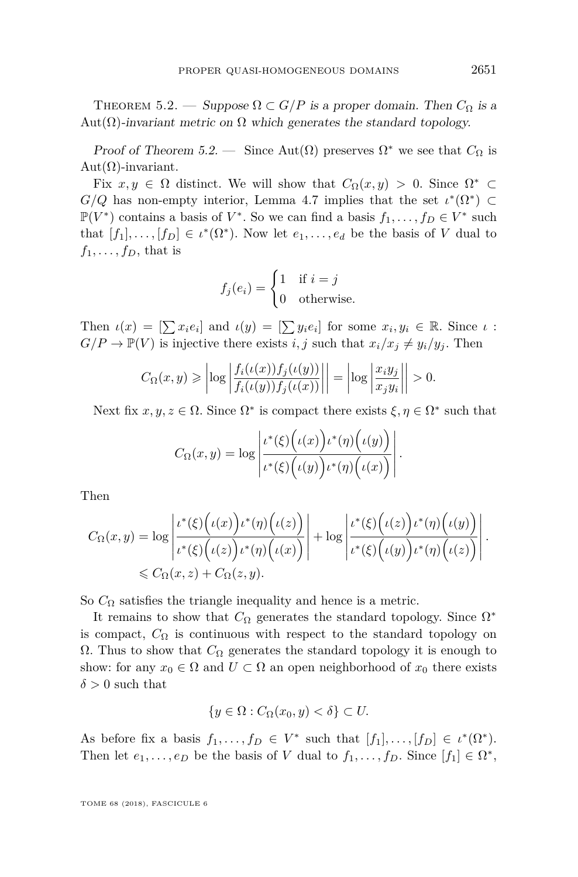Theorem 5.2. — *Suppose $\Omega \subset G/P$ is a proper domain. Then $C_\Omega$ is a $\mathrm{Aut}(\Omega)$-invariant metric on $\Omega$ which generates the standard topology.*

*Proof of Theorem 5.2.* — Since $\mathrm{Aut}(\Omega)$ preserves $\Omega^*$ we see that $C_\Omega$ is $\mathrm{Aut}(\Omega)$-invariant.

Fix $x, y \in \Omega$ distinct. We will show that $C_\Omega(x,y) > 0$. Since $\Omega^* \subset G/Q$ has non-empty interior, Lemma 4.7 implies that the set $\iota^*(\Omega^*) \subset \mathbb{P}(V^*)$ contains a basis of $V^*$. So we can find a basis $f_1, \dots, f_D \in V^*$ such that $[f_1], \dots, [f_D] \in \iota^*(\Omega^*)$. Now let $e_1, \dots, e_d$ be the basis of $V$ dual to $f_1, \dots, f_D$, that is

$$f_j(e_i) = \begin{cases} 1 & \text{if } i = j \\ 0 & \text{otherwise.} \end{cases}$$

Then $\iota(x) = [\sum x_i e_i]$ and $\iota(y) = [\sum y_i e_i]$ for some $x_i, y_i \in \mathbb{R}$. Since $\iota : G/P \to \mathbb{P}(V)$ is injective there exists $i, j$ such that $x_i / x_j \neq y_i / y_j$. Then

$$C_\Omega(x,y) \geqslant \left| \log \left| \frac{f_i(\iota(x)) f_j(\iota(y))}{f_i(\iota(y)) f_j(\iota(x))} \right| \right| = \left| \log \left| \frac{x_i y_j}{x_j y_i} \right| \right| > 0.$$

Next fix $x, y, z \in \Omega$. Since $\Omega^*$ is compact there exists $\xi, \eta \in \Omega^*$ such that

$$C_\Omega(x,y) = \log \left| \frac{\iota^*(\xi)\Big(\iota(x)\Big)\iota^*(\eta)\Big(\iota(y)\Big)}{\iota^*(\xi)\Big(\iota(y)\Big)\iota^*(\eta)\Big(\iota(x)\Big)} \right|.$$

Then

$$\begin{aligned} C_\Omega(x,y) &= \log \left| \frac{\iota^*(\xi)\Big(\iota(x)\Big)\iota^*(\eta)\Big(\iota(z)\Big)}{\iota^*(\xi)\Big(\iota(z)\Big)\iota^*(\eta)\Big(\iota(x)\Big)} \right| + \log \left| \frac{\iota^*(\xi)\Big(\iota(z)\Big)\iota^*(\eta)\Big(\iota(y)\Big)}{\iota^*(\xi)\Big(\iota(y)\Big)\iota^*(\eta)\Big(\iota(z)\Big)} \right|. \\ &\leqslant C_\Omega(x,z) + C_\Omega(z,y). \end{aligned}$$

So $C_\Omega$ satisfies the triangle inequality and hence is a metric.

It remains to show that $C_\Omega$ generates the standard topology. Since $\Omega^*$ is compact, $C_\Omega$ is continuous with respect to the standard topology on $\Omega$. Thus to show that $C_\Omega$ generates the standard topology it is enough to show: for any $x_0 \in \Omega$ and $U \subset \Omega$ an open neighborhood of $x_0$ there exists $\delta > 0$ such that

$$\{ y \in \Omega : C_\Omega(x_0, y) < \delta \} \subset U.$$

As before fix a basis $f_1, \dots, f_D \in V^*$ such that $[f_1], \dots, [f_D] \in \iota^*(\Omega^*)$. Then let $e_1, \dots, e_D$ be the basis of $V$ dual to $f_1, \dots, f_D$. Since $[f_1] \in \Omega^*$,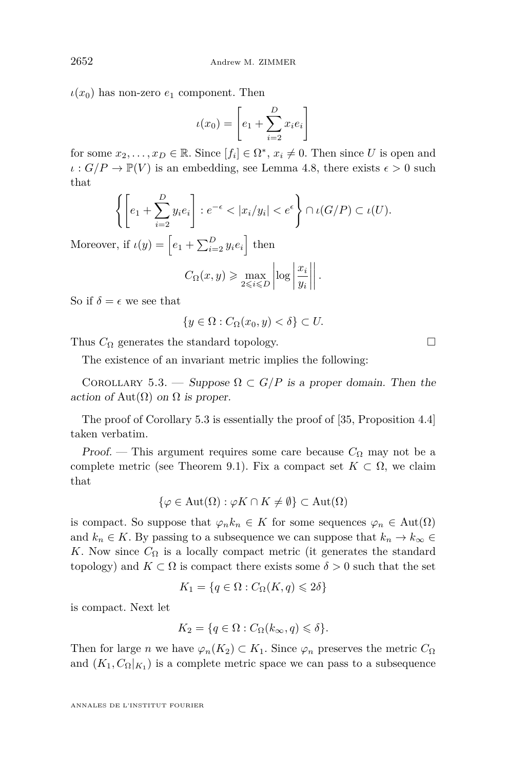$\iota(x_0)$ has non-zero $e_1$ component. Then

$$\iota(x_0) = \left[ e_1 + \sum_{i=2}^{D} x_i e_i \right]$$

for some $x_2, \dots, x_D \in \mathbb{R}$. Since $[f_i] \in \Omega^*$, $x_i \neq 0$. Then since $U$ is open and $\iota : G/P \to \mathbb{P}(V)$ is an embedding, see Lemma 4.8, there exists $\epsilon > 0$ such that

$$\left\{ \left[ e_1 + \sum_{i=2}^{D} y_i e_i \right] : e^{-\epsilon} < |x_i/y_i| < e^{\epsilon} \right\} \cap \iota(G/P) \subset \iota(U).$$

Moreover, if $\iota(y) = \left[ e_1 + \sum_{i=2}^{D} y_i e_i \right]$ then

$$C_\Omega(x, y) \geqslant \max_{2 \leqslant i \leqslant D} \left| \log \left| \frac{x_i}{y_i} \right| \right|.$$

So if $\delta = \epsilon$ we see that

$$\{ y \in \Omega : C_\Omega(x_0, y) < \delta \} \subset U.$$

Thus $C_\Omega$ generates the standard topology. □

The existence of an invariant metric implies the following:

Corollary 5.3. — *Suppose $\Omega \subset G/P$ is a proper domain. Then the action of $\mathrm{Aut}(\Omega)$ on $\Omega$ is proper.*

The proof of Corollary 5.3 is essentially the proof of [35, Proposition 4.4] taken verbatim.

*Proof.* — This argument requires some care because $C_\Omega$ may not be a complete metric (see Theorem 9.1). Fix a compact set $K \subset \Omega$, we claim that

$$\{ \varphi \in \mathrm{Aut}(\Omega) : \varphi K \cap K \neq \emptyset \} \subset \mathrm{Aut}(\Omega)$$

is compact. So suppose that $\varphi_n k_n \in K$ for some sequences $\varphi_n \in \mathrm{Aut}(\Omega)$ and $k_n \in K$. By passing to a subsequence we can suppose that $k_n \to k_\infty \in K$. Now since $C_\Omega$ is a locally compact metric (it generates the standard topology) and $K \subset \Omega$ is compact there exists some $\delta > 0$ such that the set

$$K_1 = \{ q \in \Omega : C_\Omega(K, q) \leqslant 2\delta \}$$

is compact. Next let

$$K_2 = \{ q \in \Omega : C_\Omega(k_\infty, q) \leqslant \delta \}.$$

Then for large $n$ we have $\varphi_n(K_2) \subset K_1$. Since $\varphi_n$ preserves the metric $C_\Omega$ and $(K_1, C_\Omega|_{K_1})$ is a complete metric space we can pass to a subsequence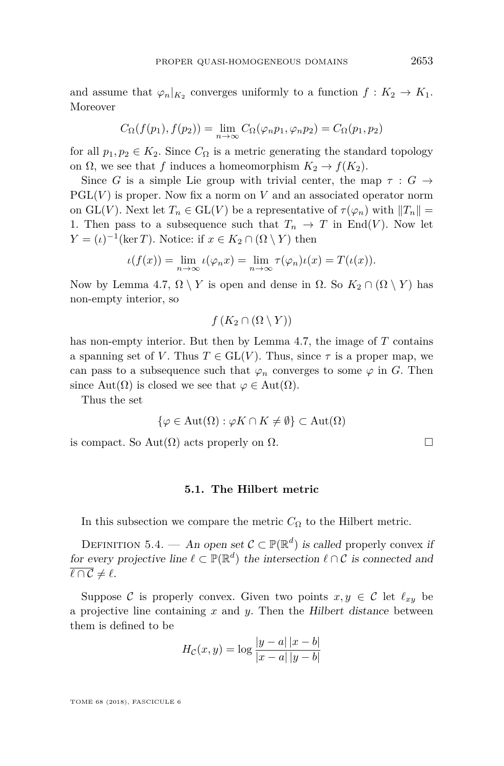and assume that $\varphi_n|_{K_2}$ converges uniformly to a function $f : K_2 \to K_1$. Moreover

$$C_\Omega(f(p_1), f(p_2)) = \lim_{n\to\infty} C_\Omega(\varphi_n p_1, \varphi_n p_2) = C_\Omega(p_1, p_2)$$

for all $p_1, p_2 \in K_2$. Since $C_\Omega$ is a metric generating the standard topology on $\Omega$, we see that $f$ induces a homeomorphism $K_2 \to f(K_2)$.

Since $G$ is a simple Lie group with trivial center, the map $\tau : G \to \mathrm{PGL}(V)$ is proper. Now fix a norm on $V$ and an associated operator norm on $\mathrm{GL}(V)$. Next let $T_n \in \mathrm{GL}(V)$ be a representative of $\tau(\varphi_n)$ with $\|T_n\| = 1$. Then pass to a subsequence such that $T_n \to T$ in $\mathrm{End}(V)$. Now let $Y = (\iota)^{-1}(\ker T)$. Notice: if $x \in K_2 \cap (\Omega \setminus Y)$ then

$$\iota(f(x)) = \lim_{n\to\infty} \iota(\varphi_n x) = \lim_{n\to\infty} \tau(\varphi_n)\iota(x) = T(\iota(x)).$$

Now by Lemma 4.7, $\Omega \setminus Y$ is open and dense in $\Omega$. So $K_2 \cap (\Omega \setminus Y)$ has non-empty interior, so

$$f\left(K_2 \cap (\Omega \setminus Y)\right)$$

has non-empty interior. But then by Lemma 4.7, the image of $T$ contains a spanning set of $V$. Thus $T \in \mathrm{GL}(V)$. Thus, since $\tau$ is a proper map, we can pass to a subsequence such that $\varphi_n$ converges to some $\varphi$ in $G$. Then since $\mathrm{Aut}(\Omega)$ is closed we see that $\varphi \in \mathrm{Aut}(\Omega)$.

Thus the set

$$\{\varphi \in \mathrm{Aut}(\Omega) : \varphi K \cap K \neq \emptyset\} \subset \mathrm{Aut}(\Omega)$$

is compact. So $\mathrm{Aut}(\Omega)$ acts properly on $\Omega$. □

### 5.1. The Hilbert metric

In this subsection we compare the metric $C_\Omega$ to the Hilbert metric.

Definition 5.4. — *An open set $\mathcal{C} \subset \mathbb{P}(\mathbb{R}^d)$ is called* properly convex *if for every projective line $\ell \subset \mathbb{P}(\mathbb{R}^d)$ the intersection $\ell \cap \mathcal{C}$ is connected and $\overline{\ell \cap \mathcal{C}} \neq \ell$.*

Suppose $\mathcal{C}$ is properly convex. Given two points $x, y \in \mathcal{C}$ let $\ell_{xy}$ be a projective line containing $x$ and $y$. Then the *Hilbert distance* between them is defined to be

$$H_{\mathcal{C}}(x, y) = \log \frac{|y - a|\,|x - b|}{|x - a|\,|y - b|}$$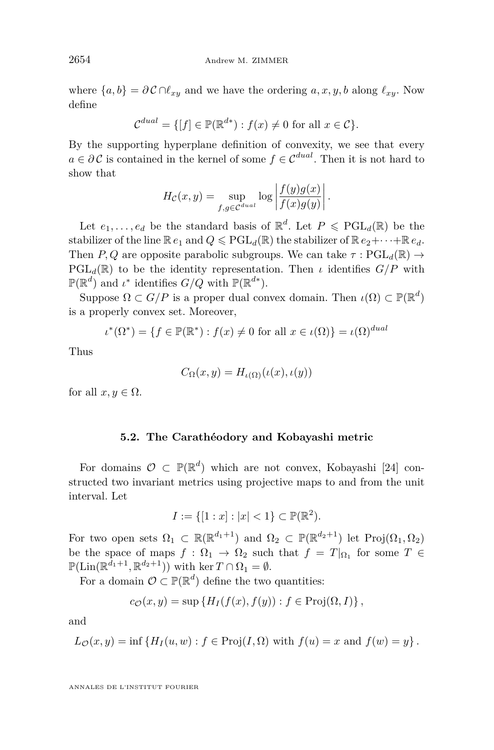where $\{a, b\} = \partial \mathcal{C} \cap \ell_{xy}$ and we have the ordering $a, x, y, b$ along $\ell_{xy}$. Now define

$$\mathcal{C}^{dual} = \{[f] \in \mathbb{P}(\mathbb{R}^{d*}) : f(x) \neq 0 \text{ for all } x \in \mathcal{C}\}.$$

By the supporting hyperplane definition of convexity, we see that every $a \in \partial \mathcal{C}$ is contained in the kernel of some $f \in \mathcal{C}^{dual}$. Then it is not hard to show that

$$H_{\mathcal{C}}(x, y) = \sup_{f,g \in \mathcal{C}^{dual}} \log \left| \frac{f(y)g(x)}{f(x)g(y)} \right|.$$

Let $e_1, \dots, e_d$ be the standard basis of $\mathbb{R}^d$. Let $P \leqslant \mathrm{PGL}_d(\mathbb{R})$ be the stabilizer of the line $\mathbb{R}\, e_1$ and $Q \leqslant \mathrm{PGL}_d(\mathbb{R})$ the stabilizer of $\mathbb{R}\, e_2 + \dots + \mathbb{R}\, e_d$. Then $P, Q$ are opposite parabolic subgroups. We can take $\tau : \mathrm{PGL}_d(\mathbb{R}) \to \mathrm{PGL}_d(\mathbb{R})$ to be the identity representation. Then $\iota$ identifies $G/P$ with $\mathbb{P}(\mathbb{R}^d)$ and $\iota^*$ identifies $G/Q$ with $\mathbb{P}(\mathbb{R}^{d*})$.

Suppose $\Omega \subset G/P$ is a proper dual convex domain. Then $\iota(\Omega) \subset \mathbb{P}(\mathbb{R}^d)$ is a properly convex set. Moreover,

$$\iota^*(\Omega^*) = \{f \in \mathbb{P}(\mathbb{R}^*) : f(x) \neq 0 \text{ for all } x \in \iota(\Omega)\} = \iota(\Omega)^{dual}$$

Thus

$$C_\Omega(x, y) = H_{\iota(\Omega)}(\iota(x), \iota(y))$$

for all $x, y \in \Omega$.

## 5.2. The Carathéodory and Kobayashi metric

For domains $\mathcal{O} \subset \mathbb{P}(\mathbb{R}^d)$ which are not convex, Kobayashi [24] constructed two invariant metrics using projective maps to and from the unit interval. Let

$$I := \{[1 : x] : |x| < 1\} \subset \mathbb{P}(\mathbb{R}^2).$$

For two open sets $\Omega_1 \subset \mathbb{R}(\mathbb{R}^{d_1+1})$ and $\Omega_2 \subset \mathbb{P}(\mathbb{R}^{d_2+1})$ let $\mathrm{Proj}(\Omega_1, \Omega_2)$ be the space of maps $f : \Omega_1 \to \Omega_2$ such that $f = T|_{\Omega_1}$ for some $T \in \mathbb{P}(\mathrm{Lin}(\mathbb{R}^{d_1+1}, \mathbb{R}^{d_2+1}))$ with $\ker T \cap \Omega_1 = \emptyset$.

For a domain $\mathcal{O} \subset \mathbb{P}(\mathbb{R}^d)$ define the two quantities:

$$c_{\mathcal{O}}(x, y) = \sup \{H_I(f(x), f(y)) : f \in \mathrm{Proj}(\Omega, I)\},$$

and

$$L_{\mathcal{O}}(x, y) = \inf \{H_I(u, w) : f \in \mathrm{Proj}(I, \Omega) \text{ with } f(u) = x \text{ and } f(w) = y\}.$$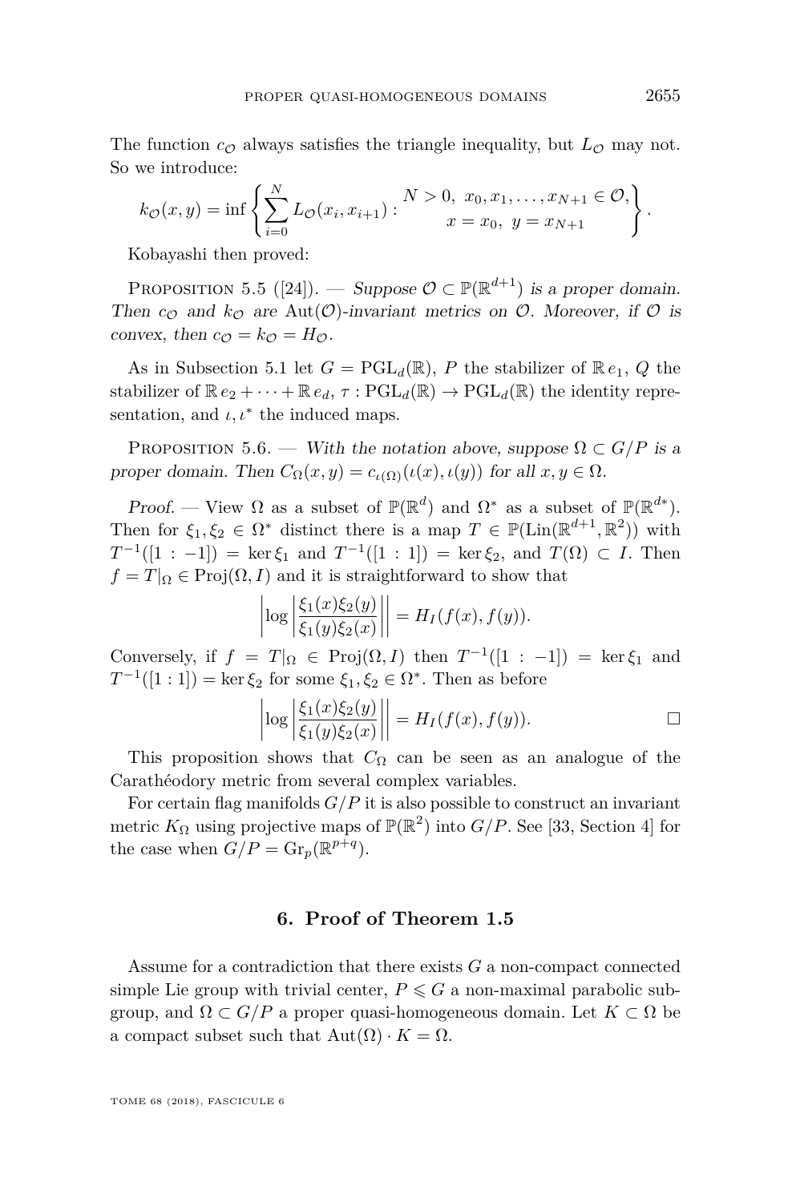The function $c_{\mathcal{O}}$ always satisfies the triangle inequality, but $L_{\mathcal{O}}$ may not. So we introduce:

$$k_{\mathcal{O}}(x,y) = \inf \left\{ \sum_{i=0}^{N} L_{\mathcal{O}}(x_i, x_{i+1}) : \begin{array}{c} N > 0,\ x_0, x_1, \dots, x_{N+1} \in \mathcal{O}, \\ x = x_0,\ y = x_{N+1} \end{array} \right\}.$$

Kobayashi then proved:

Proposition 5.5 ([24]). — *Suppose $\mathcal{O} \subset \mathbb{P}(\mathbb{R}^{d+1})$ is a proper domain. Then $c_{\mathcal{O}}$ and $k_{\mathcal{O}}$ are $\mathrm{Aut}(\mathcal{O})$-invariant metrics on $\mathcal{O}$. Moreover, if $\mathcal{O}$ is convex, then $c_{\mathcal{O}} = k_{\mathcal{O}} = H_{\mathcal{O}}$.*

As in Subsection 5.1 let $G = \mathrm{PGL}_d(\mathbb{R})$, $P$ the stabilizer of $\mathbb{R}\, e_1$, $Q$ the stabilizer of $\mathbb{R}\, e_2 + \dots + \mathbb{R}\, e_d$, $\tau : \mathrm{PGL}_d(\mathbb{R}) \to \mathrm{PGL}_d(\mathbb{R})$ the identity representation, and $\iota, \iota^*$ the induced maps.

Proposition 5.6. — *With the notation above, suppose $\Omega \subset G/P$ is a proper domain. Then $C_\Omega(x,y) = c_{\iota(\Omega)}(\iota(x), \iota(y))$ for all $x, y \in \Omega$.*

*Proof.* — View $\Omega$ as a subset of $\mathbb{P}(\mathbb{R}^d)$ and $\Omega^*$ as a subset of $\mathbb{P}(\mathbb{R}^{d*})$. Then for $\xi_1, \xi_2 \in \Omega^*$ distinct there is a map $T \in \mathbb{P}(\mathrm{Lin}(\mathbb{R}^{d+1}, \mathbb{R}^2))$ with $T^{-1}([1:-1]) = \ker \xi_1$ and $T^{-1}([1:1]) = \ker \xi_2$, and $T(\Omega) \subset I$. Then $f = T|_\Omega \in \mathrm{Proj}(\Omega, I)$ and it is straightforward to show that

$$\left| \log \left| \frac{\xi_1(x)\xi_2(y)}{\xi_1(y)\xi_2(x)} \right| \right| = H_I(f(x), f(y)).$$

Conversely, if $f = T|_\Omega \in \mathrm{Proj}(\Omega, I)$ then $T^{-1}([1:-1]) = \ker \xi_1$ and $T^{-1}([1:1]) = \ker \xi_2$ for some $\xi_1, \xi_2 \in \Omega^*$. Then as before

$$\left| \log \left| \frac{\xi_1(x)\xi_2(y)}{\xi_1(y)\xi_2(x)} \right| \right| = H_I(f(x), f(y)). \qquad \square$$

This proposition shows that $C_\Omega$ can be seen as an analogue of the Carathéodory metric from several complex variables.

For certain flag manifolds $G/P$ it is also possible to construct an invariant metric $K_\Omega$ using projective maps of $\mathbb{P}(\mathbb{R}^2)$ into $G/P$. See [33, Section 4] for the case when $G/P = \mathrm{Gr}_p(\mathbb{R}^{p+q})$.

## 6. Proof of Theorem 1.5

Assume for a contradiction that there exists $G$ a non-compact connected simple Lie group with trivial center, $P \leqslant G$ a non-maximal parabolic subgroup, and $\Omega \subset G/P$ a proper quasi-homogeneous domain. Let $K \subset \Omega$ be a compact subset such that $\mathrm{Aut}(\Omega) \cdot K = \Omega$.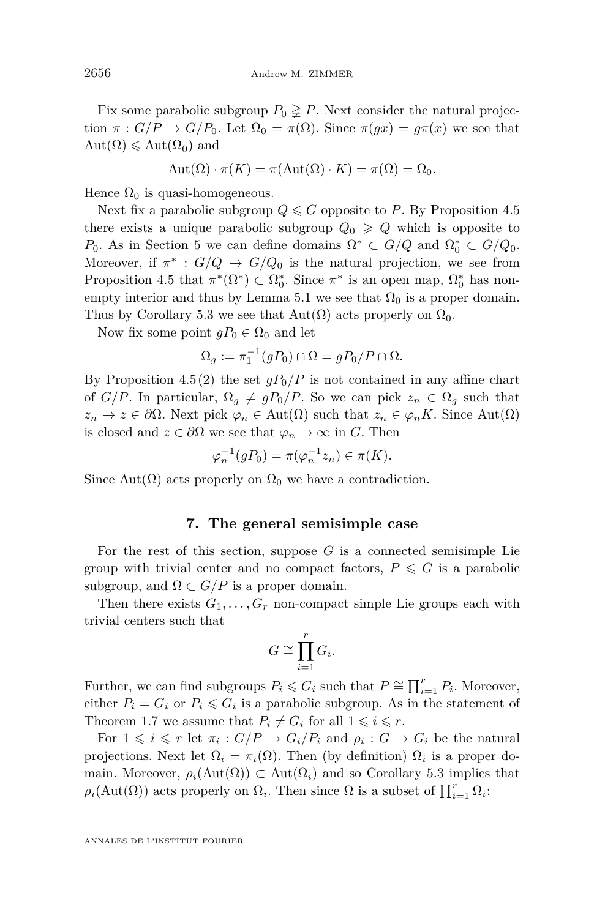Fix some parabolic subgroup $P_0 \gneq P$. Next consider the natural projection $\pi : G/P \to G/P_0$. Let $\Omega_0 = \pi(\Omega)$. Since $\pi(gx) = g\pi(x)$ we see that $\mathrm{Aut}(\Omega) \leqslant \mathrm{Aut}(\Omega_0)$ and

$$\mathrm{Aut}(\Omega) \cdot \pi(K) = \pi(\mathrm{Aut}(\Omega) \cdot K) = \pi(\Omega) = \Omega_0.$$

Hence $\Omega_0$ is quasi-homogeneous.

Next fix a parabolic subgroup $Q \leqslant G$ opposite to $P$. By Proposition 4.5 there exists a unique parabolic subgroup $Q_0 \geqslant Q$ which is opposite to $P_0$. As in Section 5 we can define domains $\Omega^* \subset G/Q$ and $\Omega_0^* \subset G/Q_0$. Moreover, if $\pi^* : G/Q \to G/Q_0$ is the natural projection, we see from Proposition 4.5 that $\pi^*(\Omega^*) \subset \Omega_0^*$. Since $\pi^*$ is an open map, $\Omega_0^*$ has non-empty interior and thus by Lemma 5.1 we see that $\Omega_0$ is a proper domain. Thus by Corollary 5.3 we see that $\mathrm{Aut}(\Omega)$ acts properly on $\Omega_0$.

Now fix some point $gP_0 \in \Omega_0$ and let

$$\Omega_g := \pi_1^{-1}(gP_0) \cap \Omega = gP_0/P \cap \Omega.$$

By Proposition 4.5 (2) the set $gP_0/P$ is not contained in any affine chart of $G/P$. In particular, $\Omega_g \neq gP_0/P$. So we can pick $z_n \in \Omega_g$ such that $z_n \to z \in \partial\Omega$. Next pick $\varphi_n \in \mathrm{Aut}(\Omega)$ such that $z_n \in \varphi_n K$. Since $\mathrm{Aut}(\Omega)$ is closed and $z \in \partial\Omega$ we see that $\varphi_n \to \infty$ in $G$. Then

$$\varphi_n^{-1}(gP_0) = \pi(\varphi_n^{-1} z_n) \in \pi(K).$$

Since $\mathrm{Aut}(\Omega)$ acts properly on $\Omega_0$ we have a contradiction.

## 7. The general semisimple case

For the rest of this section, suppose $G$ is a connected semisimple Lie group with trivial center and no compact factors, $P \leqslant G$ is a parabolic subgroup, and $\Omega \subset G/P$ is a proper domain.

Then there exists $G_1, \dots, G_r$ non-compact simple Lie groups each with trivial centers such that

$$G \cong \prod_{i=1}^{r} G_i.$$

Further, we can find subgroups $P_i \leqslant G_i$ such that $P \cong \prod_{i=1}^{r} P_i$. Moreover, either $P_i = G_i$ or $P_i \leqslant G_i$ is a parabolic subgroup. As in the statement of Theorem 1.7 we assume that $P_i \neq G_i$ for all $1 \leqslant i \leqslant r$.

For $1 \leqslant i \leqslant r$ let $\pi_i : G/P \to G_i/P_i$ and $\rho_i : G \to G_i$ be the natural projections. Next let $\Omega_i = \pi_i(\Omega)$. Then (by definition) $\Omega_i$ is a proper domain. Moreover, $\rho_i(\mathrm{Aut}(\Omega)) \subset \mathrm{Aut}(\Omega_i)$ and so Corollary 5.3 implies that $\rho_i(\mathrm{Aut}(\Omega))$ acts properly on $\Omega_i$. Then since $\Omega$ is a subset of $\prod_{i=1}^{r} \Omega_i$: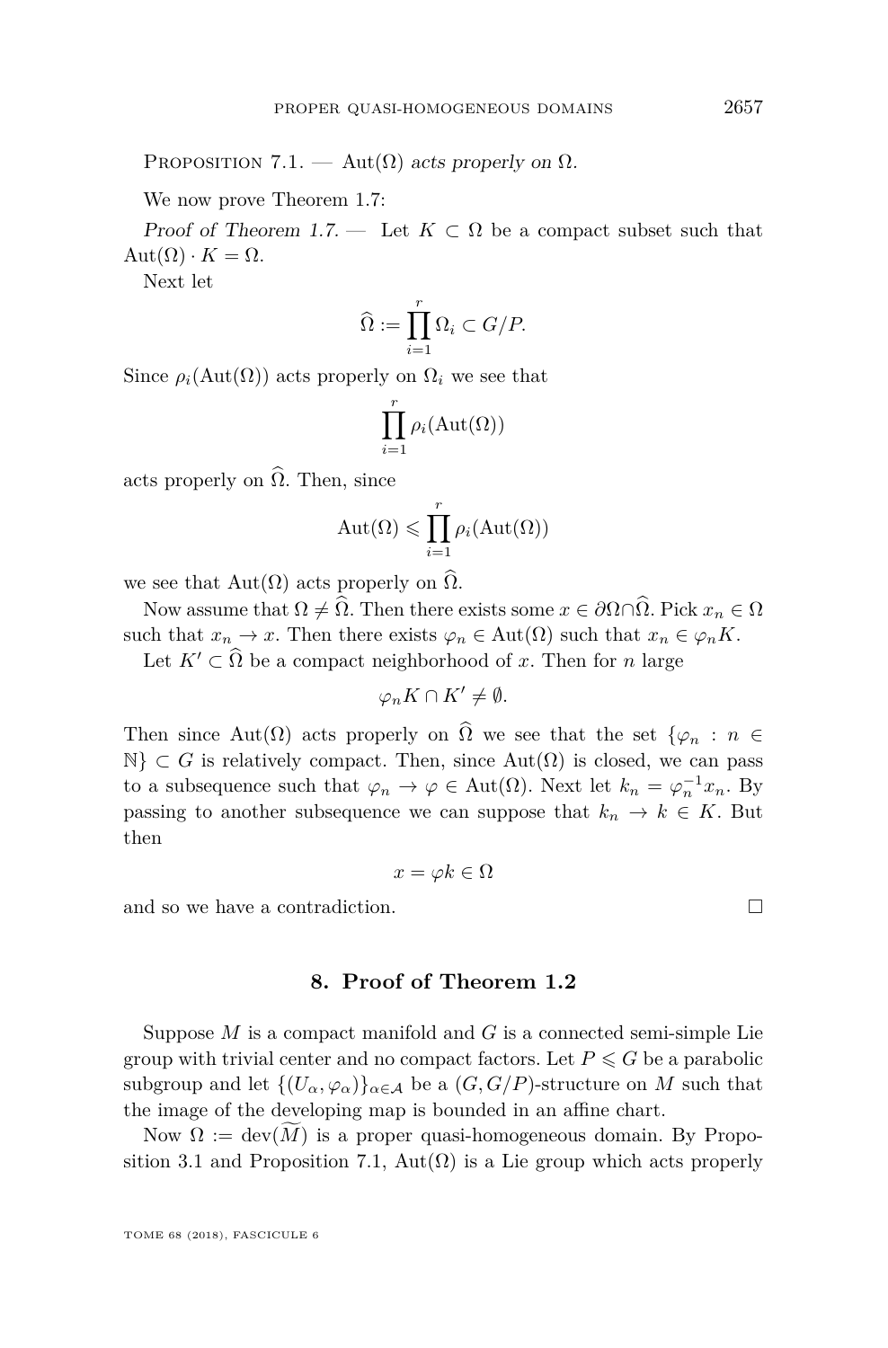Proposition 7.1. — $\mathrm{Aut}(\Omega)$ *acts properly on* $\Omega$.

We now prove Theorem 1.7:

*Proof of Theorem 1.7.* — Let $K \subset \Omega$ be a compact subset such that $\mathrm{Aut}(\Omega) \cdot K = \Omega$.

Next let

$$\widehat{\Omega} := \prod_{i=1}^{r} \Omega_i \subset G/P.$$

Since $\rho_i(\mathrm{Aut}(\Omega))$ acts properly on $\Omega_i$ we see that

$$\prod_{i=1}^{r} \rho_i(\mathrm{Aut}(\Omega))$$

acts properly on $\widehat{\Omega}$. Then, since

$$\mathrm{Aut}(\Omega) \leqslant \prod_{i=1}^{r} \rho_i(\mathrm{Aut}(\Omega))$$

we see that $\mathrm{Aut}(\Omega)$ acts properly on $\widehat{\Omega}$.

Now assume that $\Omega \neq \widehat{\Omega}$. Then there exists some $x \in \partial\Omega \cap \widehat{\Omega}$. Pick $x_n \in \Omega$ such that $x_n \to x$. Then there exists $\varphi_n \in \mathrm{Aut}(\Omega)$ such that $x_n \in \varphi_n K$.

Let $K' \subset \widehat{\Omega}$ be a compact neighborhood of $x$. Then for $n$ large

$$\varphi_n K \cap K' \neq \emptyset.$$

Then since $\mathrm{Aut}(\Omega)$ acts properly on $\widehat{\Omega}$ we see that the set $\{\varphi_n : n \in \mathbb{N}\} \subset G$ is relatively compact. Then, since $\mathrm{Aut}(\Omega)$ is closed, we can pass to a subsequence such that $\varphi_n \to \varphi \in \mathrm{Aut}(\Omega)$. Next let $k_n = \varphi_n^{-1} x_n$. By passing to another subsequence we can suppose that $k_n \to k \in K$. But then

$$x = \varphi k \in \Omega$$

and so we have a contradiction. $\square$

## 8. Proof of Theorem 1.2

Suppose $M$ is a compact manifold and $G$ is a connected semi-simple Lie group with trivial center and no compact factors. Let $P \leqslant G$ be a parabolic subgroup and let $\{(U_\alpha, \varphi_\alpha)\}_{\alpha \in \mathcal{A}}$ be a $(G, G/P)$-structure on $M$ such that the image of the developing map is bounded in an affine chart.

Now $\Omega := \mathrm{dev}(\widetilde{M})$ is a proper quasi-homogeneous domain. By Proposition 3.1 and Proposition 7.1, $\mathrm{Aut}(\Omega)$ is a Lie group which acts properly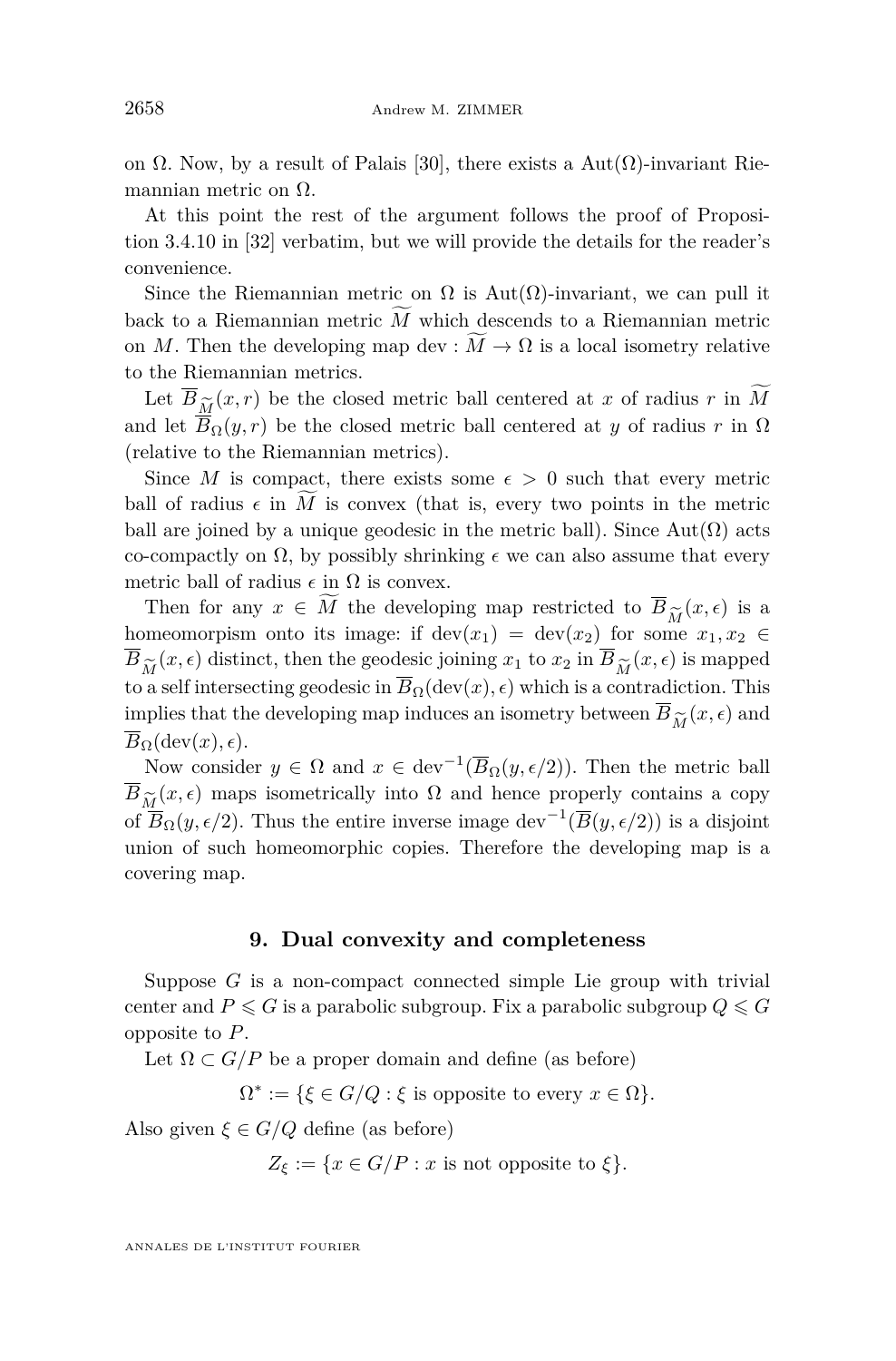on $\Omega$. Now, by a result of Palais [30], there exists a $\mathrm{Aut}(\Omega)$-invariant Riemannian metric on $\Omega$.

At this point the rest of the argument follows the proof of Proposition 3.4.10 in [32] verbatim, but we will provide the details for the reader's convenience.

Since the Riemannian metric on $\Omega$ is $\mathrm{Aut}(\Omega)$-invariant, we can pull it back to a Riemannian metric $\widetilde{M}$ which descends to a Riemannian metric on $M$. Then the developing map $\mathrm{dev} : \widetilde{M} \to \Omega$ is a local isometry relative to the Riemannian metrics.

Let $\overline{B}_{\widetilde{M}}(x, r)$ be the closed metric ball centered at $x$ of radius $r$ in $\widetilde{M}$ and let $\overline{B}_{\Omega}(y, r)$ be the closed metric ball centered at $y$ of radius $r$ in $\Omega$ (relative to the Riemannian metrics).

Since $M$ is compact, there exists some $\epsilon > 0$ such that every metric ball of radius $\epsilon$ in $\widetilde{M}$ is convex (that is, every two points in the metric ball are joined by a unique geodesic in the metric ball). Since $\mathrm{Aut}(\Omega)$ acts co-compactly on $\Omega$, by possibly shrinking $\epsilon$ we can also assume that every metric ball of radius $\epsilon$ in $\Omega$ is convex.

Then for any $x \in \widetilde{M}$ the developing map restricted to $\overline{B}_{\widetilde{M}}(x, \epsilon)$ is a homeomorpism onto its image: if $\mathrm{dev}(x_1) = \mathrm{dev}(x_2)$ for some $x_1, x_2 \in \overline{B}_{\widetilde{M}}(x, \epsilon)$ distinct, then the geodesic joining $x_1$ to $x_2$ in $\overline{B}_{\widetilde{M}}(x, \epsilon)$ is mapped to a self intersecting geodesic in $\overline{B}_{\Omega}(\mathrm{dev}(x), \epsilon)$ which is a contradiction. This implies that the developing map induces an isometry between $\overline{B}_{\widetilde{M}}(x, \epsilon)$ and $\overline{B}_{\Omega}(\mathrm{dev}(x), \epsilon)$.

Now consider $y \in \Omega$ and $x \in \mathrm{dev}^{-1}(\overline{B}_{\Omega}(y, \epsilon/2))$. Then the metric ball $\overline{B}_{\widetilde{M}}(x, \epsilon)$ maps isometrically into $\Omega$ and hence properly contains a copy of $\overline{B}_{\Omega}(y, \epsilon/2)$. Thus the entire inverse image $\mathrm{dev}^{-1}(\overline{B}(y, \epsilon/2))$ is a disjoint union of such homeomorphic copies. Therefore the developing map is a covering map.

## 9. Dual convexity and completeness

Suppose $G$ is a non-compact connected simple Lie group with trivial center and $P \leqslant G$ is a parabolic subgroup. Fix a parabolic subgroup $Q \leqslant G$ opposite to $P$.

Let $\Omega \subset G/P$ be a proper domain and define (as before)

$$\Omega^* := \{\xi \in G/Q : \xi \text{ is opposite to every } x \in \Omega\}.$$

Also given $\xi \in G/Q$ define (as before)

$$Z_\xi := \{x \in G/P : x \text{ is not opposite to } \xi\}.$$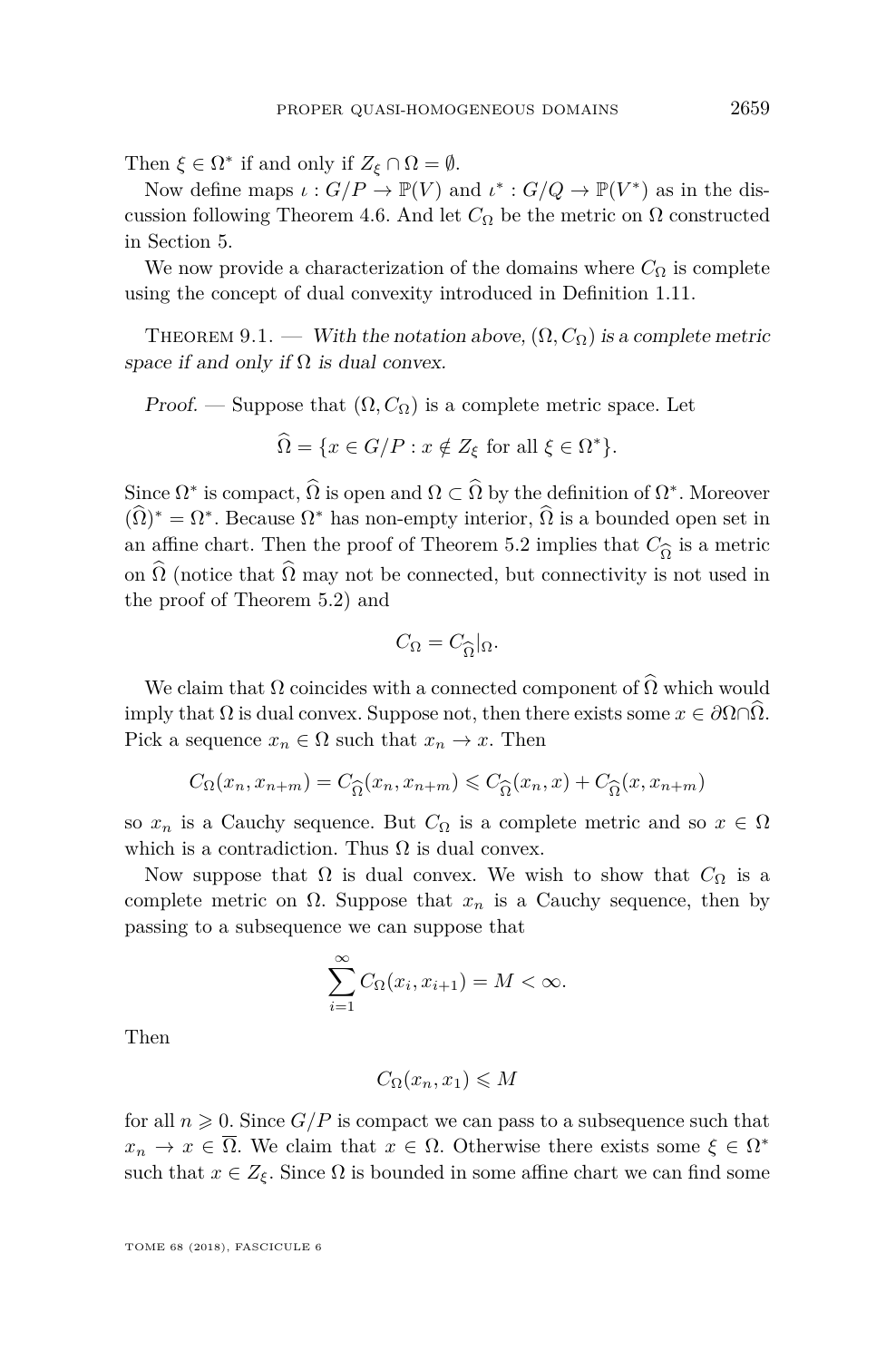Then $\xi \in \Omega^*$ if and only if $Z_\xi \cap \Omega = \emptyset$.

Now define maps $\iota : G/P \to \mathbb{P}(V)$ and $\iota^* : G/Q \to \mathbb{P}(V^*)$ as in the discussion following Theorem 4.6. And let $C_\Omega$ be the metric on $\Omega$ constructed in Section 5.

We now provide a characterization of the domains where $C_\Omega$ is complete using the concept of dual convexity introduced in Definition 1.11.

Theorem 9.1. — *With the notation above, $(\Omega, C_\Omega)$ is a complete metric space if and only if $\Omega$ is dual convex.*

*Proof.* — Suppose that $(\Omega, C_\Omega)$ is a complete metric space. Let

$$\widehat{\Omega} = \{x \in G/P : x \notin Z_\xi \text{ for all } \xi \in \Omega^*\}.$$

Since $\Omega^*$ is compact, $\widehat{\Omega}$ is open and $\Omega \subset \widehat{\Omega}$ by the definition of $\Omega^*$. Moreover $(\widehat{\Omega})^* = \Omega^*$. Because $\Omega^*$ has non-empty interior, $\widehat{\Omega}$ is a bounded open set in an affine chart. Then the proof of Theorem 5.2 implies that $C_{\widehat{\Omega}}$ is a metric on $\widehat{\Omega}$ (notice that $\widehat{\Omega}$ may not be connected, but connectivity is not used in the proof of Theorem 5.2) and

$$C_\Omega = C_{\widehat{\Omega}}|_\Omega.$$

We claim that $\Omega$ coincides with a connected component of $\widehat{\Omega}$ which would imply that $\Omega$ is dual convex. Suppose not, then there exists some $x \in \partial\Omega \cap \widehat{\Omega}$. Pick a sequence $x_n \in \Omega$ such that $x_n \to x$. Then

$$C_\Omega(x_n, x_{n+m}) = C_{\widehat{\Omega}}(x_n, x_{n+m}) \leqslant C_{\widehat{\Omega}}(x_n, x) + C_{\widehat{\Omega}}(x, x_{n+m})$$

so $x_n$ is a Cauchy sequence. But $C_\Omega$ is a complete metric and so $x \in \Omega$ which is a contradiction. Thus $\Omega$ is dual convex.

Now suppose that $\Omega$ is dual convex. We wish to show that $C_\Omega$ is a complete metric on $\Omega$. Suppose that $x_n$ is a Cauchy sequence, then by passing to a subsequence we can suppose that

$$\sum_{i=1}^{\infty} C_\Omega(x_i, x_{i+1}) = M < \infty.$$

Then

$$C_\Omega(x_n, x_1) \leqslant M$$

for all $n \geqslant 0$. Since $G/P$ is compact we can pass to a subsequence such that $x_n \to x \in \overline{\Omega}$. We claim that $x \in \Omega$. Otherwise there exists some $\xi \in \Omega^*$ such that $x \in Z_\xi$. Since $\Omega$ is bounded in some affine chart we can find some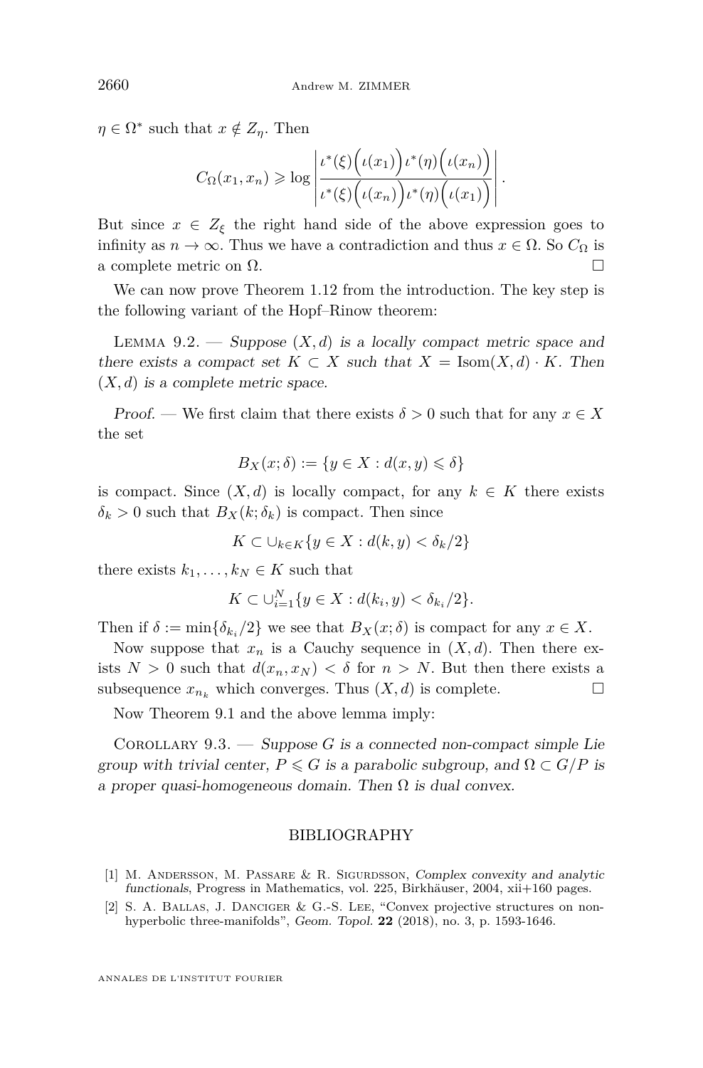$\eta \in \Omega^*$ such that $x \notin Z_\eta$. Then

$$C_\Omega(x_1, x_n) \geqslant \log \left| \frac{\iota^*(\xi)\Big(\iota(x_1)\Big)\iota^*(\eta)\Big(\iota(x_n)\Big)}{\iota^*(\xi)\Big(\iota(x_n)\Big)\iota^*(\eta)\Big(\iota(x_1)\Big)} \right|.$$

But since $x \in Z_\xi$ the right hand side of the above expression goes to infinity as $n \to \infty$. Thus we have a contradiction and thus $x \in \Omega$. So $C_\Omega$ is a complete metric on $\Omega$. □

We can now prove Theorem 1.12 from the introduction. The key step is the following variant of the Hopf–Rinow theorem:

Lemma 9.2. — *Suppose $(X, d)$ is a locally compact metric space and there exists a compact set $K \subset X$ such that $X = \mathrm{Isom}(X, d) \cdot K$. Then $(X, d)$ is a complete metric space.*

*Proof.* — We first claim that there exists $\delta > 0$ such that for any $x \in X$ the set

$$B_X(x; \delta) := \{y \in X : d(x, y) \leqslant \delta\}$$

is compact. Since $(X, d)$ is locally compact, for any $k \in K$ there exists $\delta_k > 0$ such that $B_X(k; \delta_k)$ is compact. Then since

$$K \subset \cup_{k \in K} \{y \in X : d(k, y) < \delta_k/2\}$$

there exists $k_1, \dots, k_N \in K$ such that

$$K \subset \cup_{i=1}^N \{y \in X : d(k_i, y) < \delta_{k_i}/2\}.$$

Then if $\delta := \min\{\delta_{k_i}/2\}$ we see that $B_X(x; \delta)$ is compact for any $x \in X$.

Now suppose that $x_n$ is a Cauchy sequence in $(X, d)$. Then there exists $N > 0$ such that $d(x_n, x_N) < \delta$ for $n > N$. But then there exists a subsequence $x_{n_k}$ which converges. Thus $(X, d)$ is complete. □

Now Theorem 9.1 and the above lemma imply:

Corollary 9.3. — *Suppose $G$ is a connected non-compact simple Lie group with trivial center, $P \leqslant G$ is a parabolic subgroup, and $\Omega \subset G/P$ is a proper quasi-homogeneous domain. Then $\Omega$ is dual convex.*

## BIBLIOGRAPHY

[1] M. Andersson, M. Passare & R. Sigurdsson, *Complex convexity and analytic functionals*, Progress in Mathematics, vol. 225, Birkhäuser, 2004, xii+160 pages.

[2] S. A. Ballas, J. Danciger & G.-S. Lee, "Convex projective structures on non-hyperbolic three-manifolds", *Geom. Topol.* **22** (2018), no. 3, p. 1593-1646.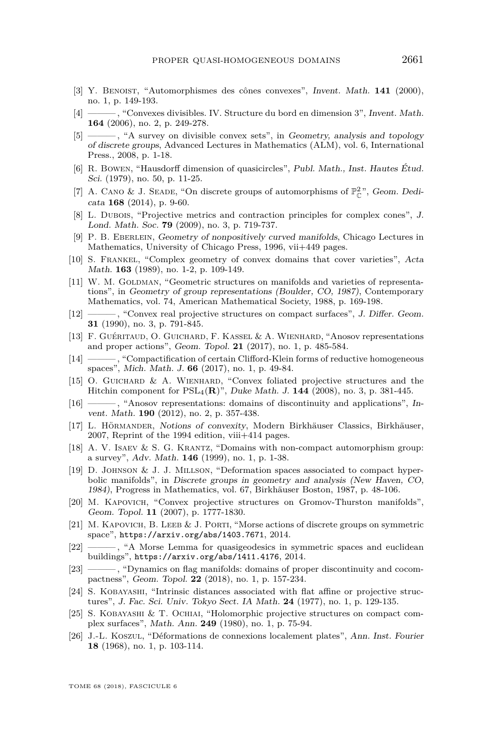[3] Y. Benoist, "Automorphismes des cônes convexes", *Invent. Math.* **141** (2000), no. 1, p. 149-193.

[4] ———, "Convexes divisibles. IV. Structure du bord en dimension 3", *Invent. Math.* **164** (2006), no. 2, p. 249-278.

[5] ———, "A survey on divisible convex sets", in *Geometry, analysis and topology of discrete groups*, Advanced Lectures in Mathematics (ALM), vol. 6, International Press., 2008, p. 1-18.

[6] R. Bowen, "Hausdorff dimension of quasicircles", *Publ. Math., Inst. Hautes Étud. Sci.* (1979), no. 50, p. 11-25.

[7] A. Cano & J. Seade, "On discrete groups of automorphisms of $\mathbb{P}^2_{\mathbb{C}}$", *Geom. Dedicata* **168** (2014), p. 9-60.

[8] L. Dubois, "Projective metrics and contraction principles for complex cones", *J. Lond. Math. Soc.* **79** (2009), no. 3, p. 719-737.

[9] P. B. Eberlein, *Geometry of nonpositively curved manifolds*, Chicago Lectures in Mathematics, University of Chicago Press, 1996, vii+449 pages.

[10] S. Frankel, "Complex geometry of convex domains that cover varieties", *Acta Math.* **163** (1989), no. 1-2, p. 109-149.

[11] W. M. Goldman, "Geometric structures on manifolds and varieties of representations", in *Geometry of group representations (Boulder, CO, 1987)*, Contemporary Mathematics, vol. 74, American Mathematical Society, 1988, p. 169-198.

[12] ———, "Convex real projective structures on compact surfaces", *J. Differ. Geom.* **31** (1990), no. 3, p. 791-845.

[13] F. Guéritaud, O. Guichard, F. Kassel & A. Wienhard, "Anosov representations and proper actions", *Geom. Topol.* **21** (2017), no. 1, p. 485-584.

[14] ———, "Compactification of certain Clifford-Klein forms of reductive homogeneous spaces", *Mich. Math. J.* **66** (2017), no. 1, p. 49-84.

[15] O. Guichard & A. Wienhard, "Convex foliated projective structures and the Hitchin component for $\mathrm{PSL}_4(\mathbf{R})$", *Duke Math. J.* **144** (2008), no. 3, p. 381-445.

[16] ———, "Anosov representations: domains of discontinuity and applications", *Invent. Math.* **190** (2012), no. 2, p. 357-438.

[17] L. Hörmander, *Notions of convexity*, Modern Birkhäuser Classics, Birkhäuser, 2007, Reprint of the 1994 edition, viii+414 pages.

[18] A. V. Isaev & S. G. Krantz, "Domains with non-compact automorphism group: a survey", *Adv. Math.* **146** (1999), no. 1, p. 1-38.

[19] D. Johnson & J. J. Millson, "Deformation spaces associated to compact hyperbolic manifolds", in *Discrete groups in geometry and analysis (New Haven, CO, 1984)*, Progress in Mathematics, vol. 67, Birkhäuser Boston, 1987, p. 48-106.

[20] M. Kapovich, "Convex projective structures on Gromov-Thurston manifolds", *Geom. Topol.* **11** (2007), p. 1777-1830.

[21] M. Kapovich, B. Leeb & J. Porti, "Morse actions of discrete groups on symmetric space", https://arxiv.org/abs/1403.7671, 2014.

[22] ———, "A Morse Lemma for quasigeodesics in symmetric spaces and euclidean buildings", https://arxiv.org/abs/1411.4176, 2014.

[23] ———, "Dynamics on flag manifolds: domains of proper discontinuity and cocompactness", *Geom. Topol.* **22** (2018), no. 1, p. 157-234.

[24] S. Kobayashi, "Intrinsic distances associated with flat affine or projective structures", *J. Fac. Sci. Univ. Tokyo Sect. IA Math.* **24** (1977), no. 1, p. 129-135.

[25] S. Kobayashi & T. Ochiai, "Holomorphic projective structures on compact complex surfaces", *Math. Ann.* **249** (1980), no. 1, p. 75-94.

[26] J.-L. Koszul, "Déformations de connexions localement plates", *Ann. Inst. Fourier* **18** (1968), no. 1, p. 103-114.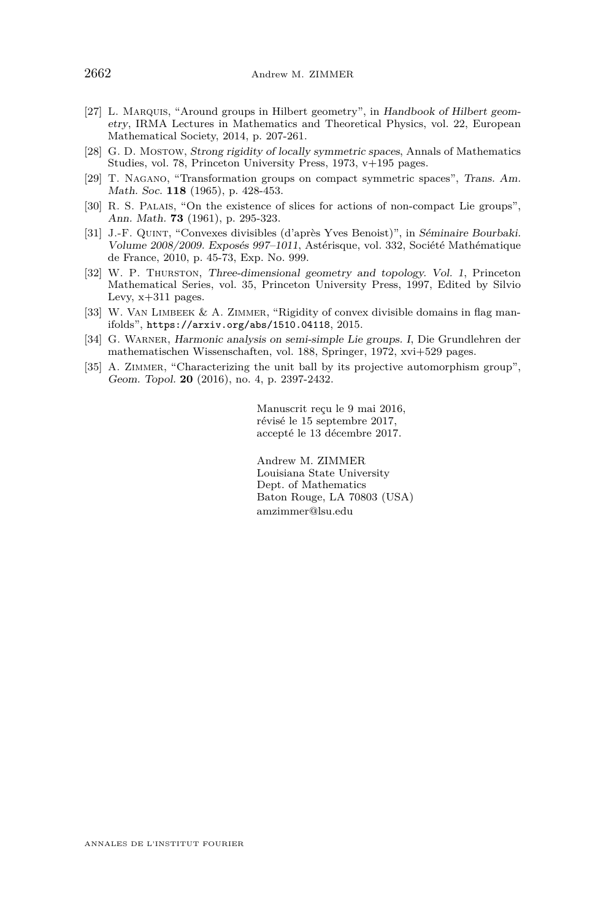[27] L. Marquis, "Around groups in Hilbert geometry", in *Handbook of Hilbert geometry*, IRMA Lectures in Mathematics and Theoretical Physics, vol. 22, European Mathematical Society, 2014, p. 207-261.

[28] G. D. Mostow, *Strong rigidity of locally symmetric spaces*, Annals of Mathematics Studies, vol. 78, Princeton University Press, 1973, v+195 pages.

[29] T. Nagano, "Transformation groups on compact symmetric spaces", *Trans. Am. Math. Soc.* **118** (1965), p. 428-453.

[30] R. S. Palais, "On the existence of slices for actions of non-compact Lie groups", *Ann. Math.* **73** (1961), p. 295-323.

[31] J.-F. Quint, "Convexes divisibles (d'après Yves Benoist)", in *Séminaire Bourbaki. Volume 2008/2009. Exposés 997–1011*, Astérisque, vol. 332, Société Mathématique de France, 2010, p. 45-73, Exp. No. 999.

[32] W. P. Thurston, *Three-dimensional geometry and topology. Vol. 1*, Princeton Mathematical Series, vol. 35, Princeton University Press, 1997, Edited by Silvio Levy, x+311 pages.

[33] W. Van Limbeek & A. Zimmer, "Rigidity of convex divisible domains in flag manifolds", https://arxiv.org/abs/1510.04118, 2015.

[34] G. Warner, *Harmonic analysis on semi-simple Lie groups. I*, Die Grundlehren der mathematischen Wissenschaften, vol. 188, Springer, 1972, xvi+529 pages.

[35] A. Zimmer, "Characterizing the unit ball by its projective automorphism group", *Geom. Topol.* **20** (2016), no. 4, p. 2397-2432.

Manuscrit reçu le 9 mai 2016,
révisé le 15 septembre 2017,
accepté le 13 décembre 2017.

Andrew M. ZIMMER
Louisiana State University
Dept. of Mathematics
Baton Rouge, LA 70803 (USA)
amzimmer@lsu.edu